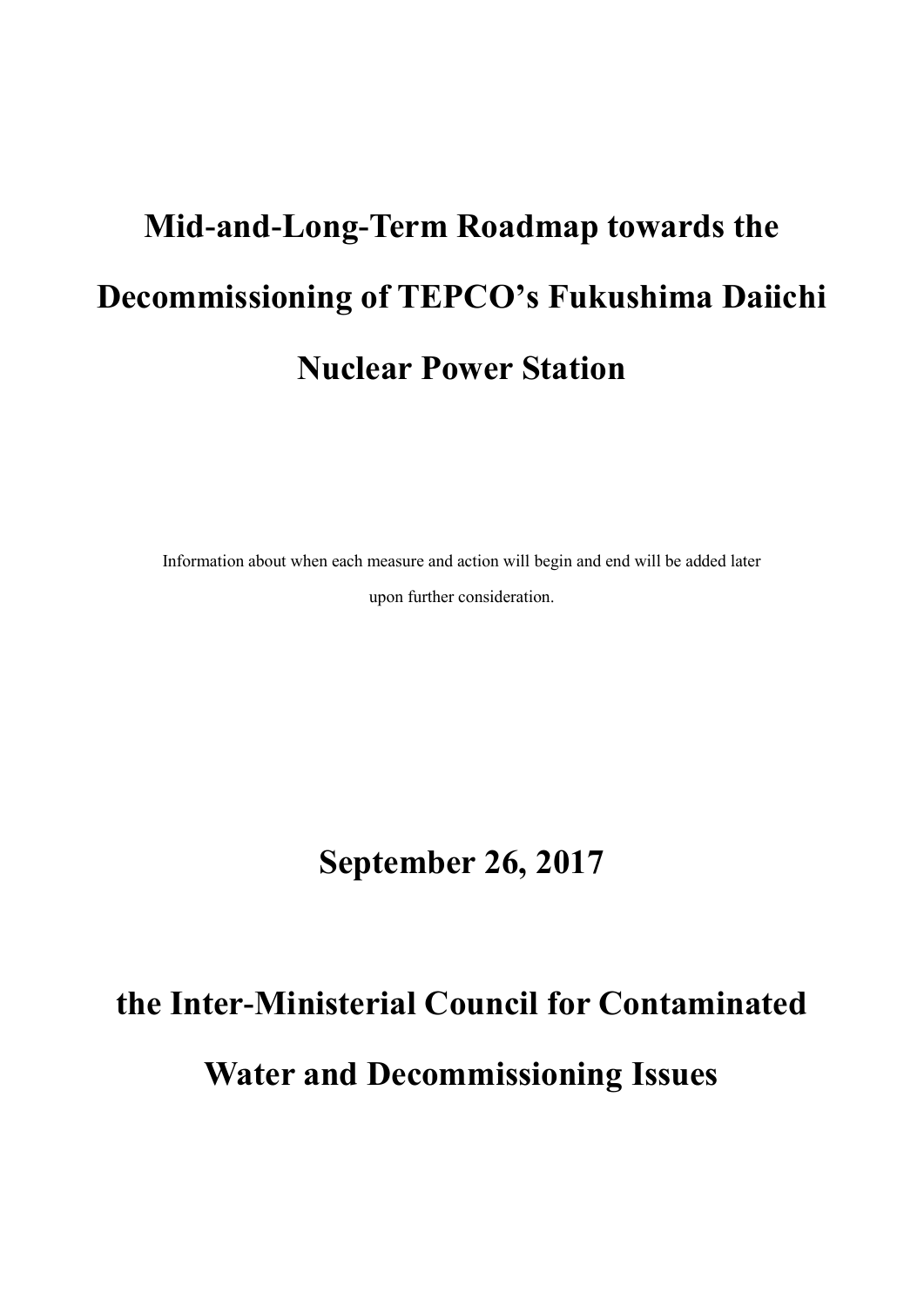# Mid-and-Long-Term Roadmap towards the Decommissioning of TEPCO's Fukushima Daiichi Nuclear Power Station

Information about when each measure and action will begin and end will be added later upon further consideration.

## September 26, 2017

## the Inter-Ministerial Council for Contaminated Water and Decommissioning Issues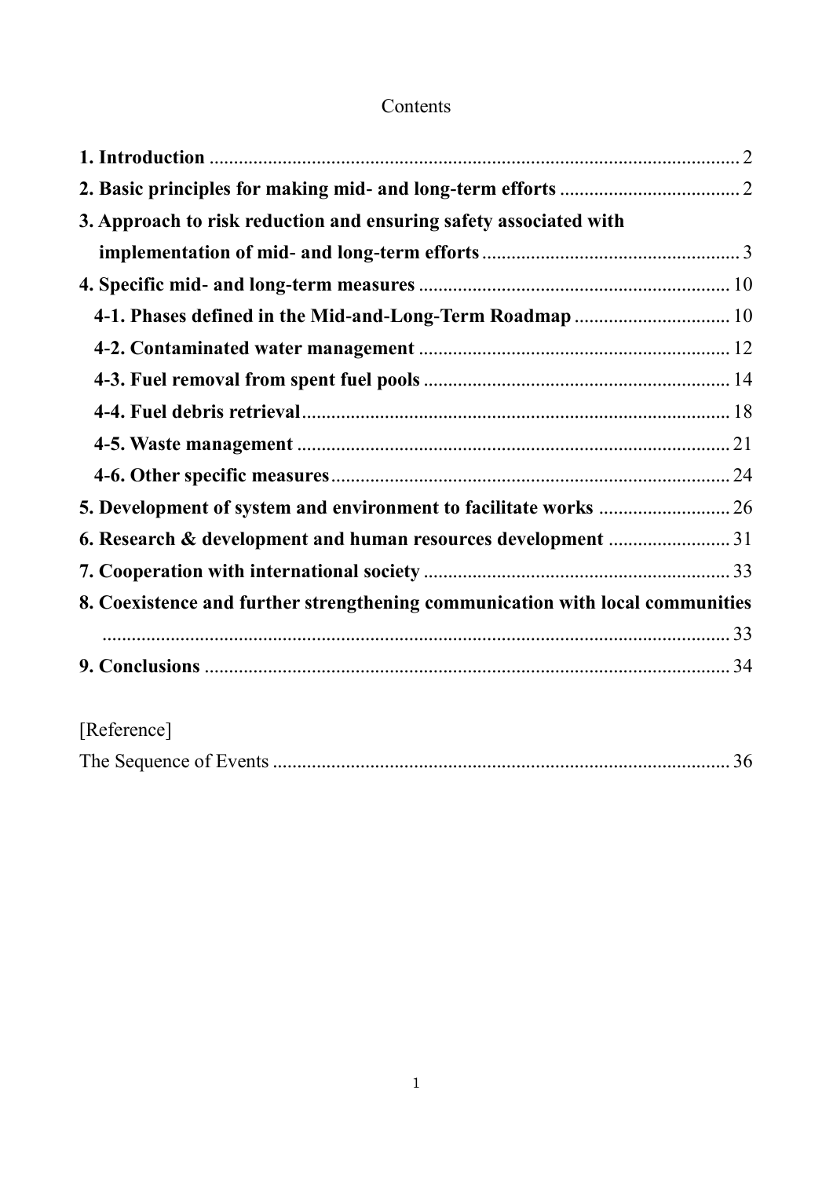# Contents

| | |
|---|---|
| **1. Introduction** | 2 |
| **2. Basic principles for making mid- and long-term efforts** | 2 |
| **3. Approach to risk reduction and ensuring safety associated with implementation of mid- and long-term efforts** | 3 |
| **4. Specific mid- and long-term measures** | 10 |
| **4-1. Phases defined in the Mid-and-Long-Term Roadmap** | 10 |
| **4-2. Contaminated water management** | 12 |
| **4-3. Fuel removal from spent fuel pools** | 14 |
| **4-4. Fuel debris retrieval** | 18 |
| **4-5. Waste management** | 21 |
| **4-6. Other specific measures** | 24 |
| **5. Development of system and environment to facilitate works** | 26 |
| **6. Research & development and human resources development** | 31 |
| **7. Cooperation with international society** | 33 |
| **8. Coexistence and further strengthening communication with local communities** | 33 |
| **9. Conclusions** | 34 |

[Reference]

| | |
|---|---|
| The Sequence of Events | 36 |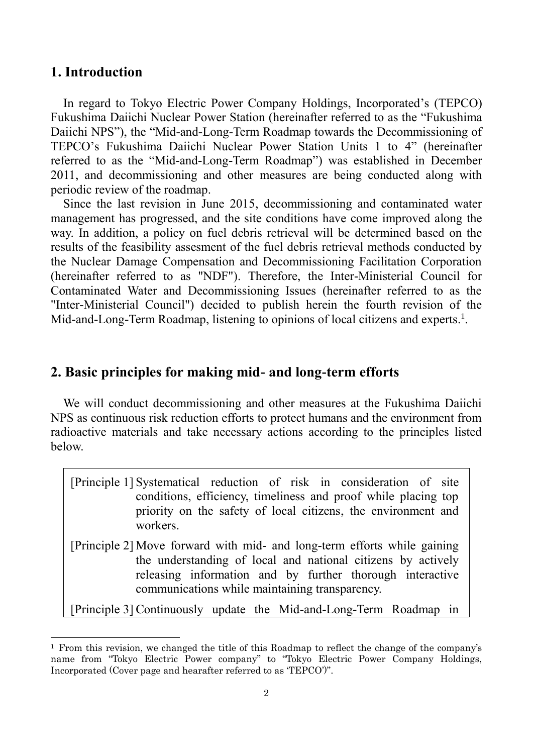## 1. Introduction

In regard to Tokyo Electric Power Company Holdings, Incorporated's (TEPCO) Fukushima Daiichi Nuclear Power Station (hereinafter referred to as the "Fukushima Daiichi NPS"), the "Mid-and-Long-Term Roadmap towards the Decommissioning of TEPCO's Fukushima Daiichi Nuclear Power Station Units 1 to 4" (hereinafter referred to as the "Mid-and-Long-Term Roadmap") was established in December 2011, and decommissioning and other measures are being conducted along with periodic review of the roadmap.

Since the last revision in June 2015, decommissioning and contaminated water management has progressed, and the site conditions have come improved along the way. In addition, a policy on fuel debris retrieval will be determined based on the results of the feasibility assesment of the fuel debris retrieval methods conducted by the Nuclear Damage Compensation and Decommissioning Facilitation Corporation (hereinafter referred to as "NDF"). Therefore, the Inter-Ministerial Council for Contaminated Water and Decommissioning Issues (hereinafter referred to as the "Inter-Ministerial Council") decided to publish herein the fourth revision of the Mid-and-Long-Term Roadmap, listening to opinions of local citizens and experts.[1].

## 2. Basic principles for making mid- and long-term efforts

We will conduct decommissioning and other measures at the Fukushima Daiichi NPS as continuous risk reduction efforts to protect humans and the environment from radioactive materials and take necessary actions according to the principles listed below.

[Principle 1] Systematical reduction of risk in consideration of site conditions, efficiency, timeliness and proof while placing top priority on the safety of local citizens, the environment and workers.

[Principle 2] Move forward with mid- and long-term efforts while gaining the understanding of local and national citizens by actively releasing information and by further thorough interactive communications while maintaining transparency.

[Principle 3] Continuously update the Mid-and-Long-Term Roadmap in

---

[1] From this revision, we changed the title of this Roadmap to reflect the change of the company's name from "Tokyo Electric Power company" to "Tokyo Electric Power Company Holdings, Incorporated (Cover page and hearafter referred to as 'TEPCO')".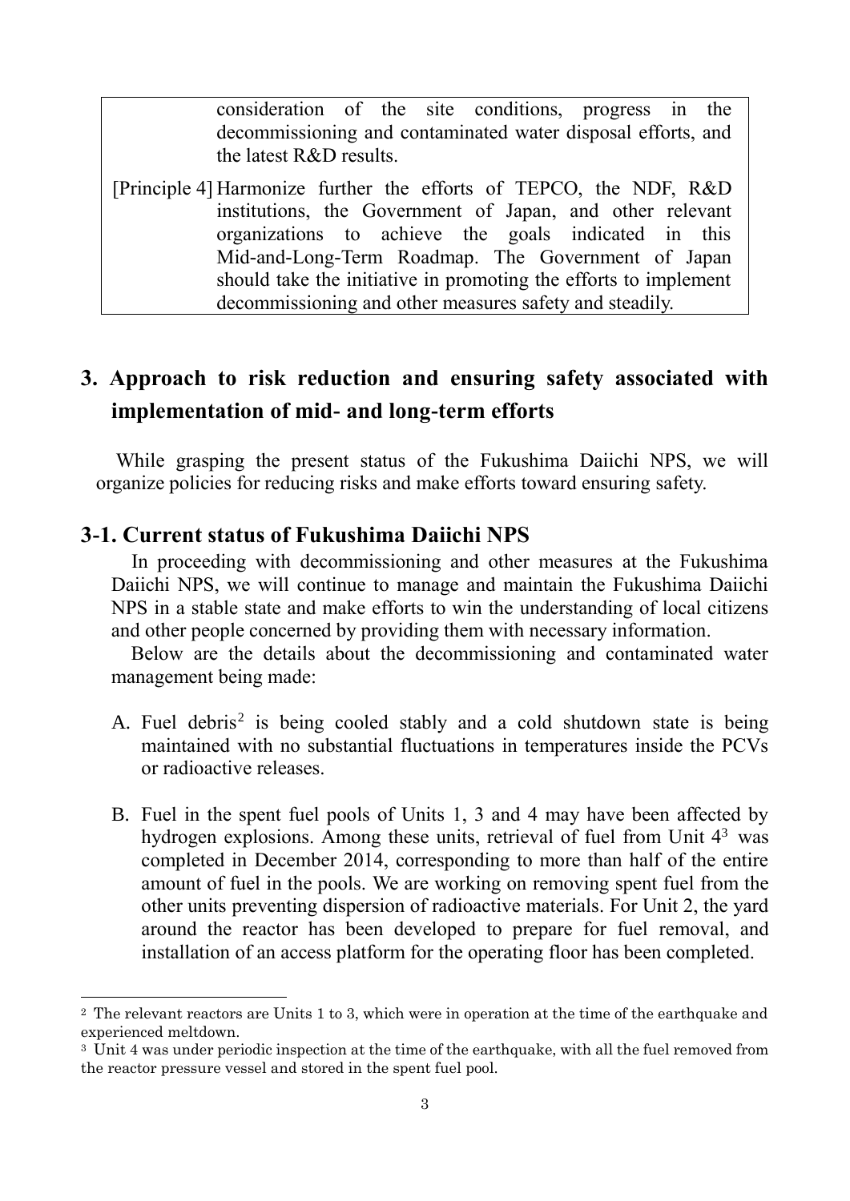| | |
|---|---|
| | consideration of the site conditions, progress in the decommissioning and contaminated water disposal efforts, and the latest R&D results. |
| [Principle 4] | Harmonize further the efforts of TEPCO, the NDF, R&D institutions, the Government of Japan, and other relevant organizations to achieve the goals indicated in this Mid-and-Long-Term Roadmap. The Government of Japan should take the initiative in promoting the efforts to implement decommissioning and other measures safety and steadily. |

# 3. Approach to risk reduction and ensuring safety associated with implementation of mid- and long-term efforts

While grasping the present status of the Fukushima Daiichi NPS, we will organize policies for reducing risks and make efforts toward ensuring safety.

## 3-1. Current status of Fukushima Daiichi NPS

In proceeding with decommissioning and other measures at the Fukushima Daiichi NPS, we will continue to manage and maintain the Fukushima Daiichi NPS in a stable state and make efforts to win the understanding of local citizens and other people concerned by providing them with necessary information.

Below are the details about the decommissioning and contaminated water management being made:

A. Fuel debris[2] is being cooled stably and a cold shutdown state is being maintained with no substantial fluctuations in temperatures inside the PCVs or radioactive releases.

B. Fuel in the spent fuel pools of Units 1, 3 and 4 may have been affected by hydrogen explosions. Among these units, retrieval of fuel from Unit 4[3] was completed in December 2014, corresponding to more than half of the entire amount of fuel in the pools. We are working on removing spent fuel from the other units preventing dispersion of radioactive materials. For Unit 2, the yard around the reactor has been developed to prepare for fuel removal, and installation of an access platform for the operating floor has been completed.

---

[2] The relevant reactors are Units 1 to 3, which were in operation at the time of the earthquake and experienced meltdown.

[3] Unit 4 was under periodic inspection at the time of the earthquake, with all the fuel removed from the reactor pressure vessel and stored in the spent fuel pool.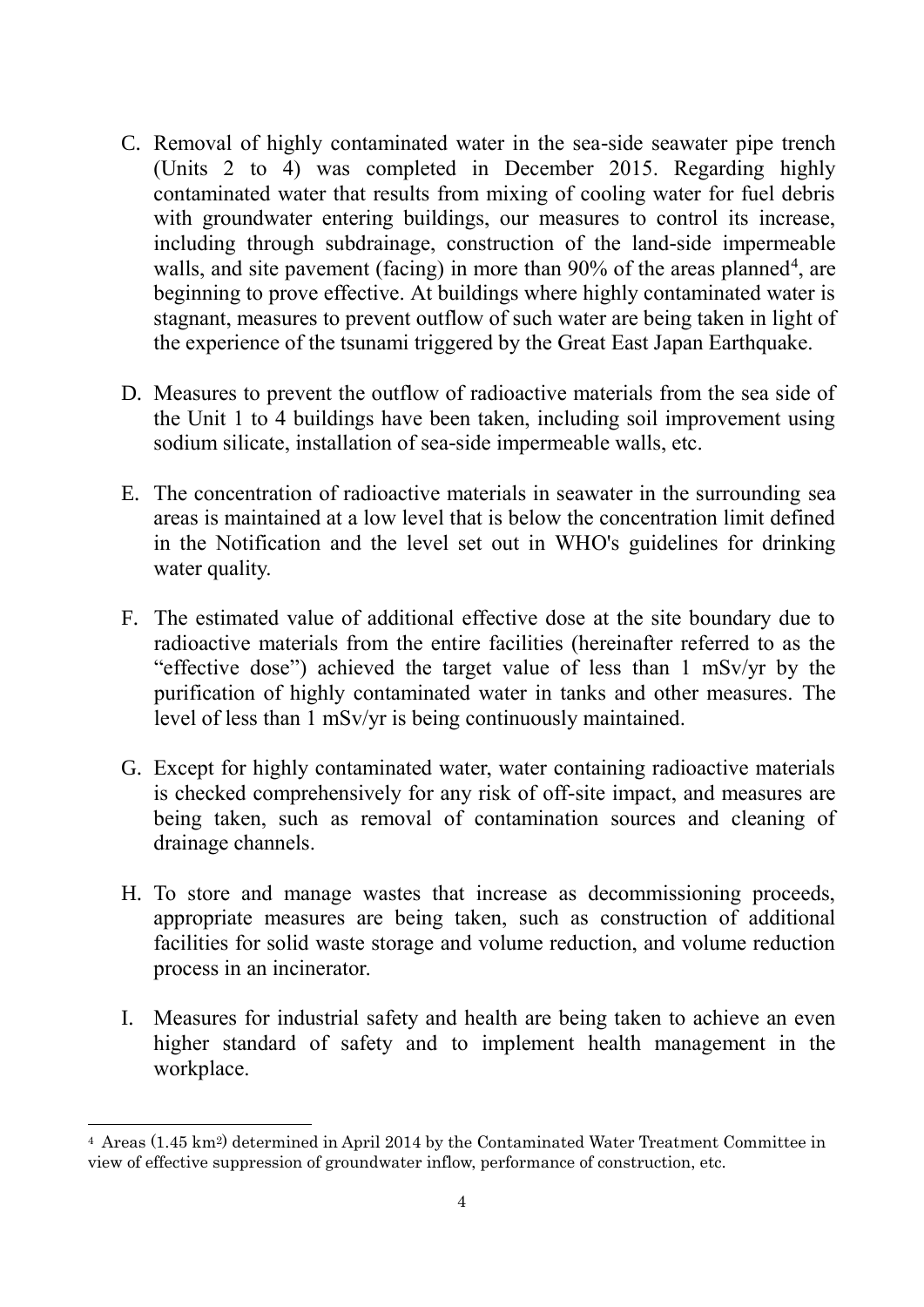C. Removal of highly contaminated water in the sea-side seawater pipe trench (Units 2 to 4) was completed in December 2015. Regarding highly contaminated water that results from mixing of cooling water for fuel debris with groundwater entering buildings, our measures to control its increase, including through subdrainage, construction of the land-side impermeable walls, and site pavement (facing) in more than 90% of the areas planned[4], are beginning to prove effective. At buildings where highly contaminated water is stagnant, measures to prevent outflow of such water are being taken in light of the experience of the tsunami triggered by the Great East Japan Earthquake.

D. Measures to prevent the outflow of radioactive materials from the sea side of the Unit 1 to 4 buildings have been taken, including soil improvement using sodium silicate, installation of sea-side impermeable walls, etc.

E. The concentration of radioactive materials in seawater in the surrounding sea areas is maintained at a low level that is below the concentration limit defined in the Notification and the level set out in WHO's guidelines for drinking water quality.

F. The estimated value of additional effective dose at the site boundary due to radioactive materials from the entire facilities (hereinafter referred to as the "effective dose") achieved the target value of less than 1 mSv/yr by the purification of highly contaminated water in tanks and other measures. The level of less than 1 mSv/yr is being continuously maintained.

G. Except for highly contaminated water, water containing radioactive materials is checked comprehensively for any risk of off-site impact, and measures are being taken, such as removal of contamination sources and cleaning of drainage channels.

H. To store and manage wastes that increase as decommissioning proceeds, appropriate measures are being taken, such as construction of additional facilities for solid waste storage and volume reduction, and volume reduction process in an incinerator.

I. Measures for industrial safety and health are being taken to achieve an even higher standard of safety and to implement health management in the workplace.

---

[4] Areas (1.45 $km^2$) determined in April 2014 by the Contaminated Water Treatment Committee in view of effective suppression of groundwater inflow, performance of construction, etc.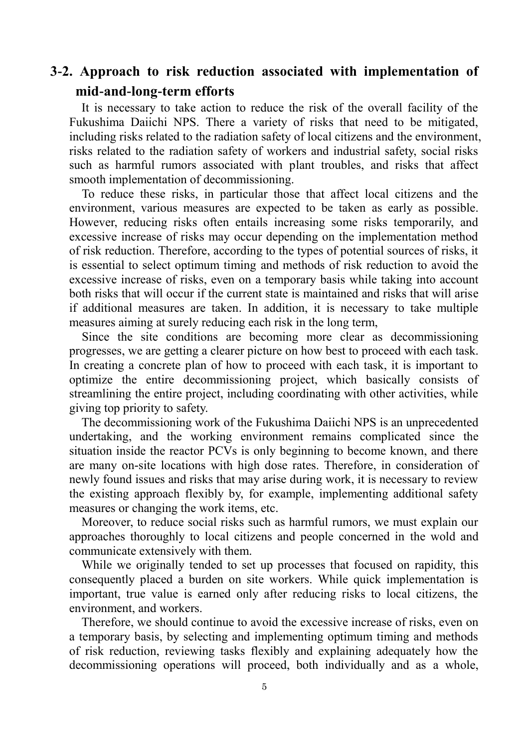## 3-2. Approach to risk reduction associated with implementation of mid-and-long-term efforts

It is necessary to take action to reduce the risk of the overall facility of the Fukushima Daiichi NPS. There a variety of risks that need to be mitigated, including risks related to the radiation safety of local citizens and the environment, risks related to the radiation safety of workers and industrial safety, social risks such as harmful rumors associated with plant troubles, and risks that affect smooth implementation of decommissioning.

To reduce these risks, in particular those that affect local citizens and the environment, various measures are expected to be taken as early as possible. However, reducing risks often entails increasing some risks temporarily, and excessive increase of risks may occur depending on the implementation method of risk reduction. Therefore, according to the types of potential sources of risks, it is essential to select optimum timing and methods of risk reduction to avoid the excessive increase of risks, even on a temporary basis while taking into account both risks that will occur if the current state is maintained and risks that will arise if additional measures are taken. In addition, it is necessary to take multiple measures aiming at surely reducing each risk in the long term,

Since the site conditions are becoming more clear as decommissioning progresses, we are getting a clearer picture on how best to proceed with each task. In creating a concrete plan of how to proceed with each task, it is important to optimize the entire decommissioning project, which basically consists of streamlining the entire project, including coordinating with other activities, while giving top priority to safety.

The decommissioning work of the Fukushima Daiichi NPS is an unprecedented undertaking, and the working environment remains complicated since the situation inside the reactor PCVs is only beginning to become known, and there are many on-site locations with high dose rates. Therefore, in consideration of newly found issues and risks that may arise during work, it is necessary to review the existing approach flexibly by, for example, implementing additional safety measures or changing the work items, etc.

Moreover, to reduce social risks such as harmful rumors, we must explain our approaches thoroughly to local citizens and people concerned in the wold and communicate extensively with them.

While we originally tended to set up processes that focused on rapidity, this consequently placed a burden on site workers. While quick implementation is important, true value is earned only after reducing risks to local citizens, the environment, and workers.

Therefore, we should continue to avoid the excessive increase of risks, even on a temporary basis, by selecting and implementing optimum timing and methods of risk reduction, reviewing tasks flexibly and explaining adequately how the decommissioning operations will proceed, both individually and as a whole,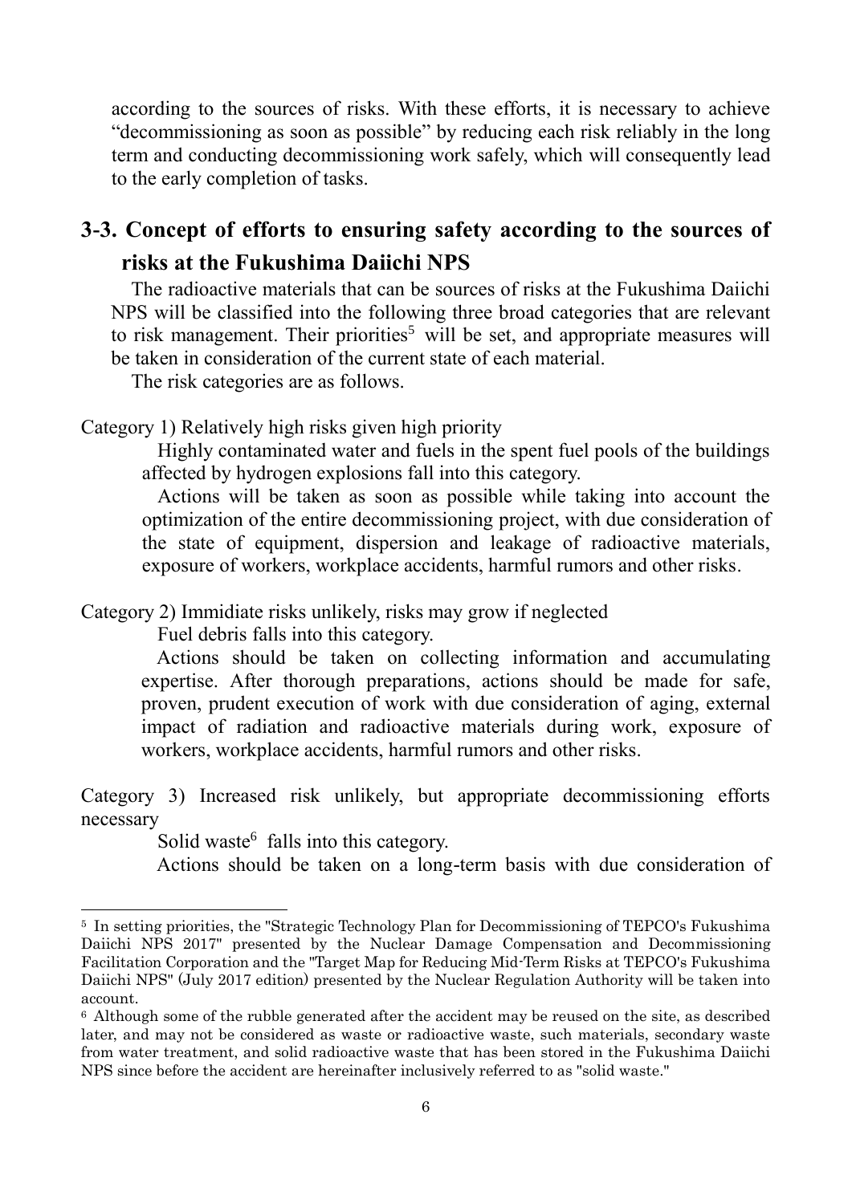according to the sources of risks. With these efforts, it is necessary to achieve "decommissioning as soon as possible" by reducing each risk reliably in the long term and conducting decommissioning work safely, which will consequently lead to the early completion of tasks.

## 3-3. Concept of efforts to ensuring safety according to the sources of risks at the Fukushima Daiichi NPS

The radioactive materials that can be sources of risks at the Fukushima Daiichi NPS will be classified into the following three broad categories that are relevant to risk management. Their priorities[5] will be set, and appropriate measures will be taken in consideration of the current state of each material.

The risk categories are as follows.

Category 1) Relatively high risks given high priority

Highly contaminated water and fuels in the spent fuel pools of the buildings affected by hydrogen explosions fall into this category.

Actions will be taken as soon as possible while taking into account the optimization of the entire decommissioning project, with due consideration of the state of equipment, dispersion and leakage of radioactive materials, exposure of workers, workplace accidents, harmful rumors and other risks.

Category 2) Immidiate risks unlikely, risks may grow if neglected

Fuel debris falls into this category.

Actions should be taken on collecting information and accumulating expertise. After thorough preparations, actions should be made for safe, proven, prudent execution of work with due consideration of aging, external impact of radiation and radioactive materials during work, exposure of workers, workplace accidents, harmful rumors and other risks.

Category 3) Increased risk unlikely, but appropriate decommissioning efforts necessary

Solid waste[6] falls into this category.

Actions should be taken on a long-term basis with due consideration of

---

[5] In setting priorities, the "Strategic Technology Plan for Decommissioning of TEPCO's Fukushima Daiichi NPS 2017" presented by the Nuclear Damage Compensation and Decommissioning Facilitation Corporation and the "Target Map for Reducing Mid-Term Risks at TEPCO's Fukushima Daiichi NPS" (July 2017 edition) presented by the Nuclear Regulation Authority will be taken into account.

[6] Although some of the rubble generated after the accident may be reused on the site, as described later, and may not be considered as waste or radioactive waste, such materials, secondary waste from water treatment, and solid radioactive waste that has been stored in the Fukushima Daiichi NPS since before the accident are hereinafter inclusively referred to as "solid waste."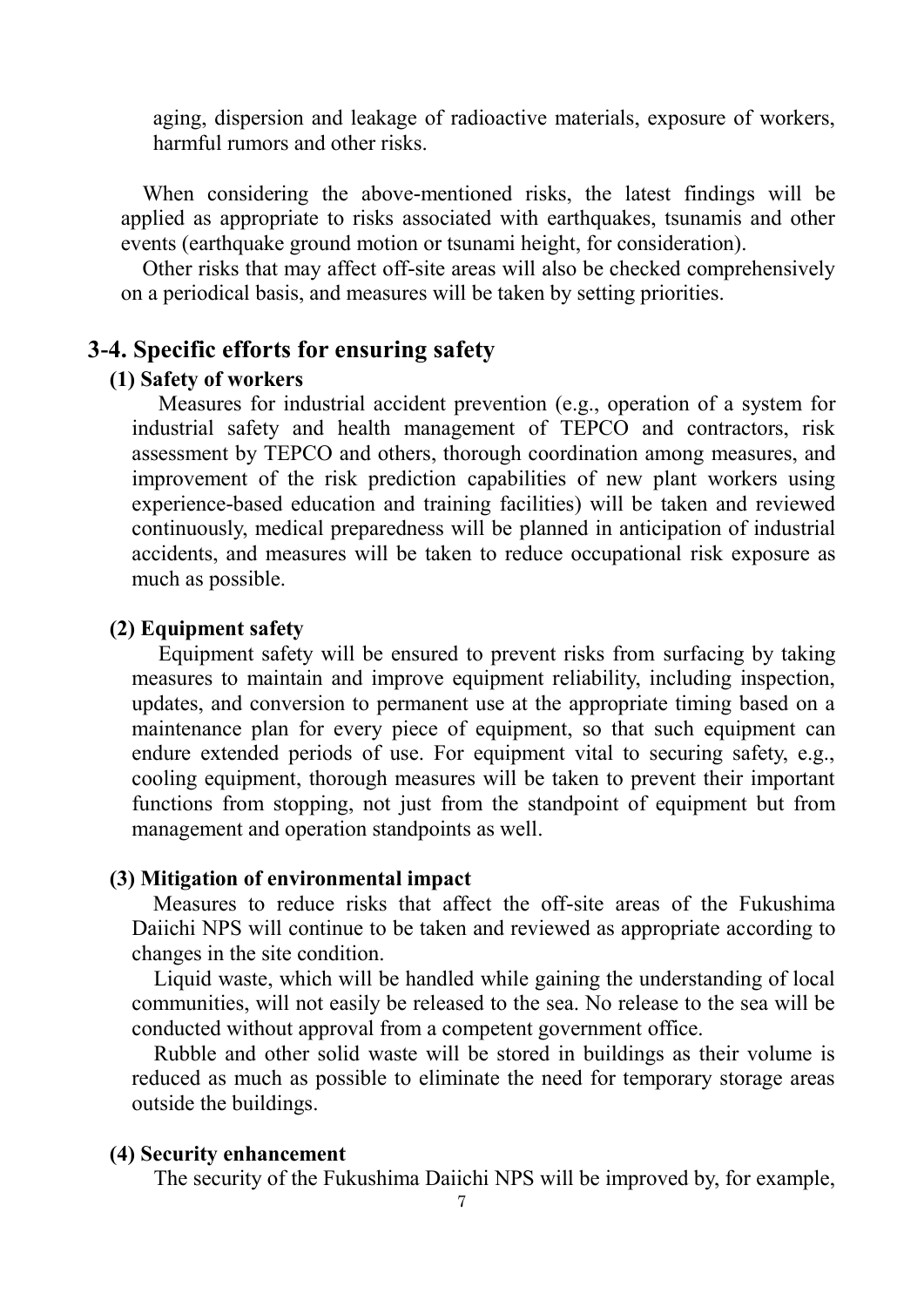aging, dispersion and leakage of radioactive materials, exposure of workers, harmful rumors and other risks.

When considering the above-mentioned risks, the latest findings will be applied as appropriate to risks associated with earthquakes, tsunamis and other events (earthquake ground motion or tsunami height, for consideration).

Other risks that may affect off-site areas will also be checked comprehensively on a periodical basis, and measures will be taken by setting priorities.

## 3-4. Specific efforts for ensuring safety

### (1) Safety of workers

Measures for industrial accident prevention (e.g., operation of a system for industrial safety and health management of TEPCO and contractors, risk assessment by TEPCO and others, thorough coordination among measures, and improvement of the risk prediction capabilities of new plant workers using experience-based education and training facilities) will be taken and reviewed continuously, medical preparedness will be planned in anticipation of industrial accidents, and measures will be taken to reduce occupational risk exposure as much as possible.

### (2) Equipment safety

Equipment safety will be ensured to prevent risks from surfacing by taking measures to maintain and improve equipment reliability, including inspection, updates, and conversion to permanent use at the appropriate timing based on a maintenance plan for every piece of equipment, so that such equipment can endure extended periods of use. For equipment vital to securing safety, e.g., cooling equipment, thorough measures will be taken to prevent their important functions from stopping, not just from the standpoint of equipment but from management and operation standpoints as well.

### (3) Mitigation of environmental impact

Measures to reduce risks that affect the off-site areas of the Fukushima Daiichi NPS will continue to be taken and reviewed as appropriate according to changes in the site condition.

Liquid waste, which will be handled while gaining the understanding of local communities, will not easily be released to the sea. No release to the sea will be conducted without approval from a competent government office.

Rubble and other solid waste will be stored in buildings as their volume is reduced as much as possible to eliminate the need for temporary storage areas outside the buildings.

### (4) Security enhancement

The security of the Fukushima Daiichi NPS will be improved by, for example,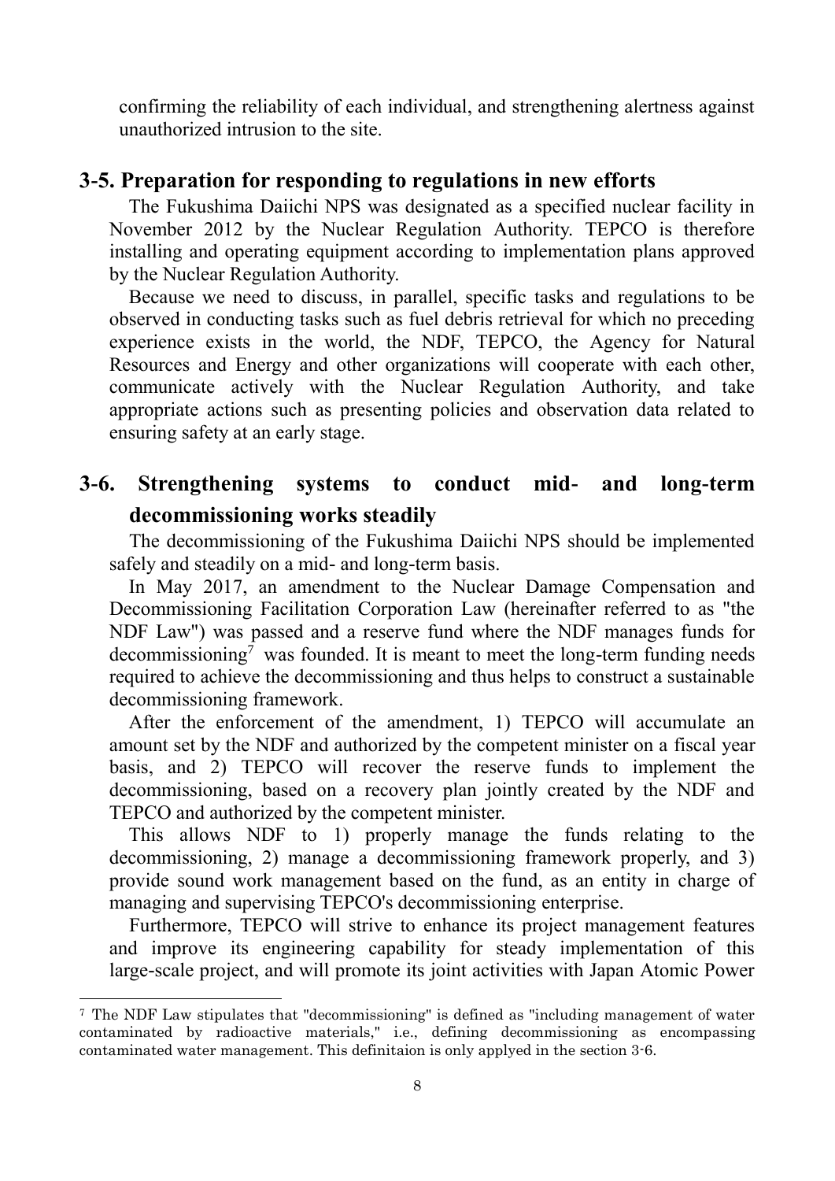confirming the reliability of each individual, and strengthening alertness against unauthorized intrusion to the site.

## 3-5. Preparation for responding to regulations in new efforts

The Fukushima Daiichi NPS was designated as a specified nuclear facility in November 2012 by the Nuclear Regulation Authority. TEPCO is therefore installing and operating equipment according to implementation plans approved by the Nuclear Regulation Authority.

Because we need to discuss, in parallel, specific tasks and regulations to be observed in conducting tasks such as fuel debris retrieval for which no preceding experience exists in the world, the NDF, TEPCO, the Agency for Natural Resources and Energy and other organizations will cooperate with each other, communicate actively with the Nuclear Regulation Authority, and take appropriate actions such as presenting policies and observation data related to ensuring safety at an early stage.

## 3-6. Strengthening systems to conduct mid- and long-term decommissioning works steadily

The decommissioning of the Fukushima Daiichi NPS should be implemented safely and steadily on a mid- and long-term basis.

In May 2017, an amendment to the Nuclear Damage Compensation and Decommissioning Facilitation Corporation Law (hereinafter referred to as "the NDF Law") was passed and a reserve fund where the NDF manages funds for decommissioning[7] was founded. It is meant to meet the long-term funding needs required to achieve the decommissioning and thus helps to construct a sustainable decommissioning framework.

After the enforcement of the amendment, 1) TEPCO will accumulate an amount set by the NDF and authorized by the competent minister on a fiscal year basis, and 2) TEPCO will recover the reserve funds to implement the decommissioning, based on a recovery plan jointly created by the NDF and TEPCO and authorized by the competent minister.

This allows NDF to 1) properly manage the funds relating to the decommissioning, 2) manage a decommissioning framework properly, and 3) provide sound work management based on the fund, as an entity in charge of managing and supervising TEPCO's decommissioning enterprise.

Furthermore, TEPCO will strive to enhance its project management features and improve its engineering capability for steady implementation of this large-scale project, and will promote its joint activities with Japan Atomic Power

---

[7] The NDF Law stipulates that "decommissioning" is defined as "including management of water contaminated by radioactive materials," i.e., defining decommissioning as encompassing contaminated water management. This definitaion is only applyed in the section 3-6.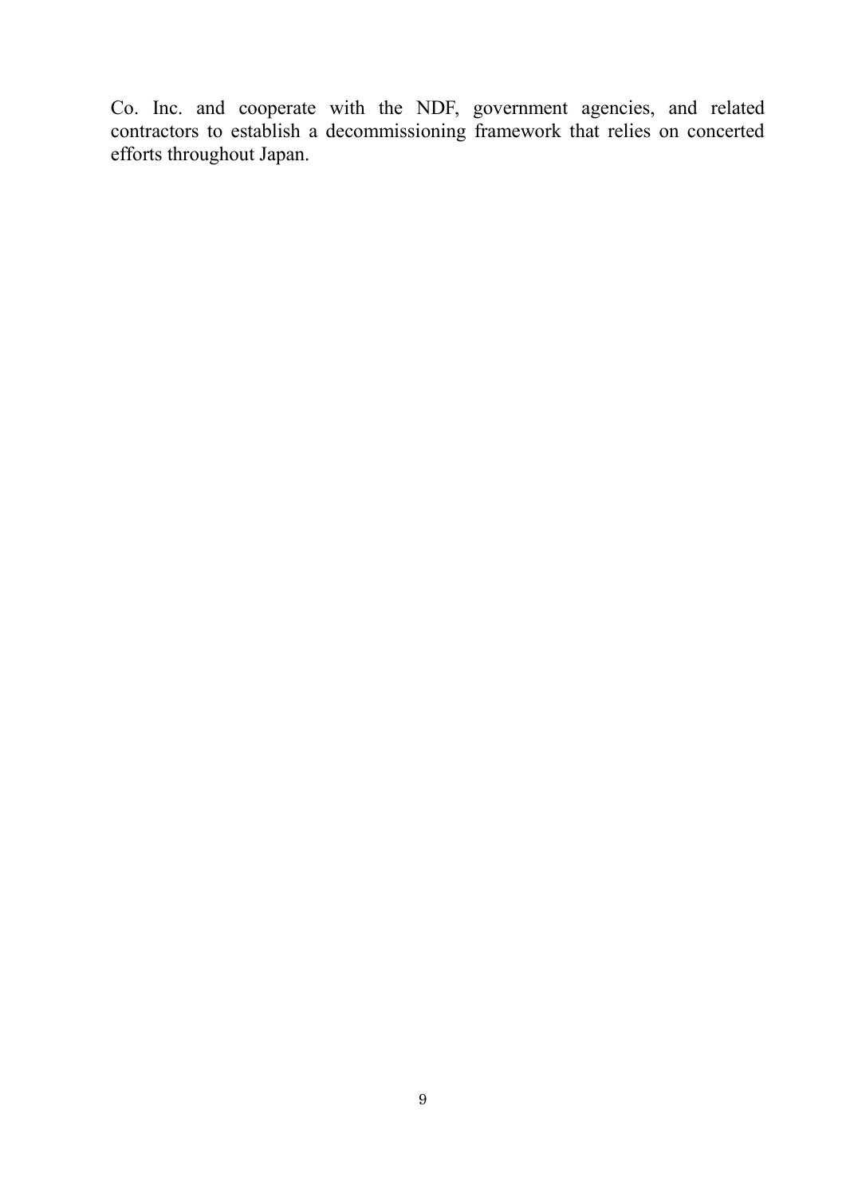Co. Inc. and cooperate with the NDF, government agencies, and related contractors to establish a decommissioning framework that relies on concerted efforts throughout Japan.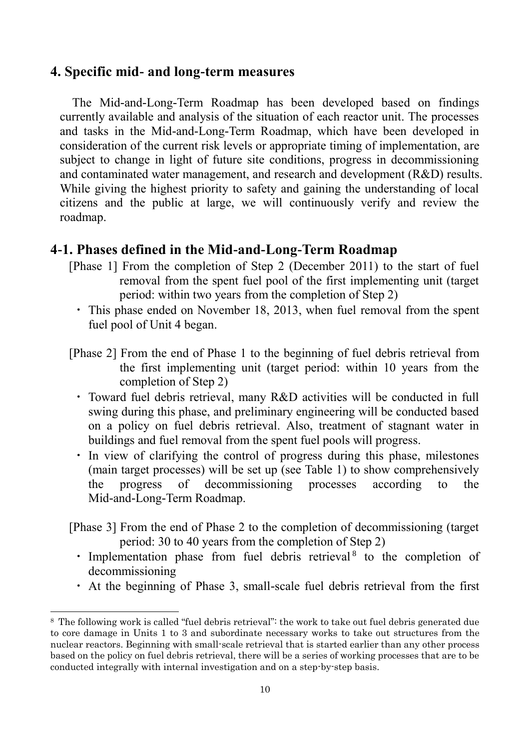## 4. Specific mid- and long-term measures

The Mid-and-Long-Term Roadmap has been developed based on findings currently available and analysis of the situation of each reactor unit. The processes and tasks in the Mid-and-Long-Term Roadmap, which have been developed in consideration of the current risk levels or appropriate timing of implementation, are subject to change in light of future site conditions, progress in decommissioning and contaminated water management, and research and development (R&D) results. While giving the highest priority to safety and gaining the understanding of local citizens and the public at large, we will continuously verify and review the roadmap.

## 4-1. Phases defined in the Mid-and-Long-Term Roadmap

[Phase 1] From the completion of Step 2 (December 2011) to the start of fuel removal from the spent fuel pool of the first implementing unit (target period: within two years from the completion of Step 2)

- This phase ended on November 18, 2013, when fuel removal from the spent fuel pool of Unit 4 began.

[Phase 2] From the end of Phase 1 to the beginning of fuel debris retrieval from the first implementing unit (target period: within 10 years from the completion of Step 2)

- Toward fuel debris retrieval, many R&D activities will be conducted in full swing during this phase, and preliminary engineering will be conducted based on a policy on fuel debris retrieval. Also, treatment of stagnant water in buildings and fuel removal from the spent fuel pools will progress.
- In view of clarifying the control of progress during this phase, milestones (main target processes) will be set up (see Table 1) to show comprehensively the progress of decommissioning processes according to the Mid-and-Long-Term Roadmap.

[Phase 3] From the end of Phase 2 to the completion of decommissioning (target period: 30 to 40 years from the completion of Step 2)

- Implementation phase from fuel debris retrieval[8] to the completion of decommissioning
- At the beginning of Phase 3, small-scale fuel debris retrieval from the first

[8] The following work is called "fuel debris retrieval": the work to take out fuel debris generated due to core damage in Units 1 to 3 and subordinate necessary works to take out structures from the nuclear reactors. Beginning with small-scale retrieval that is started earlier than any other process based on the policy on fuel debris retrieval, there will be a series of working processes that are to be conducted integrally with internal investigation and on a step-by-step basis.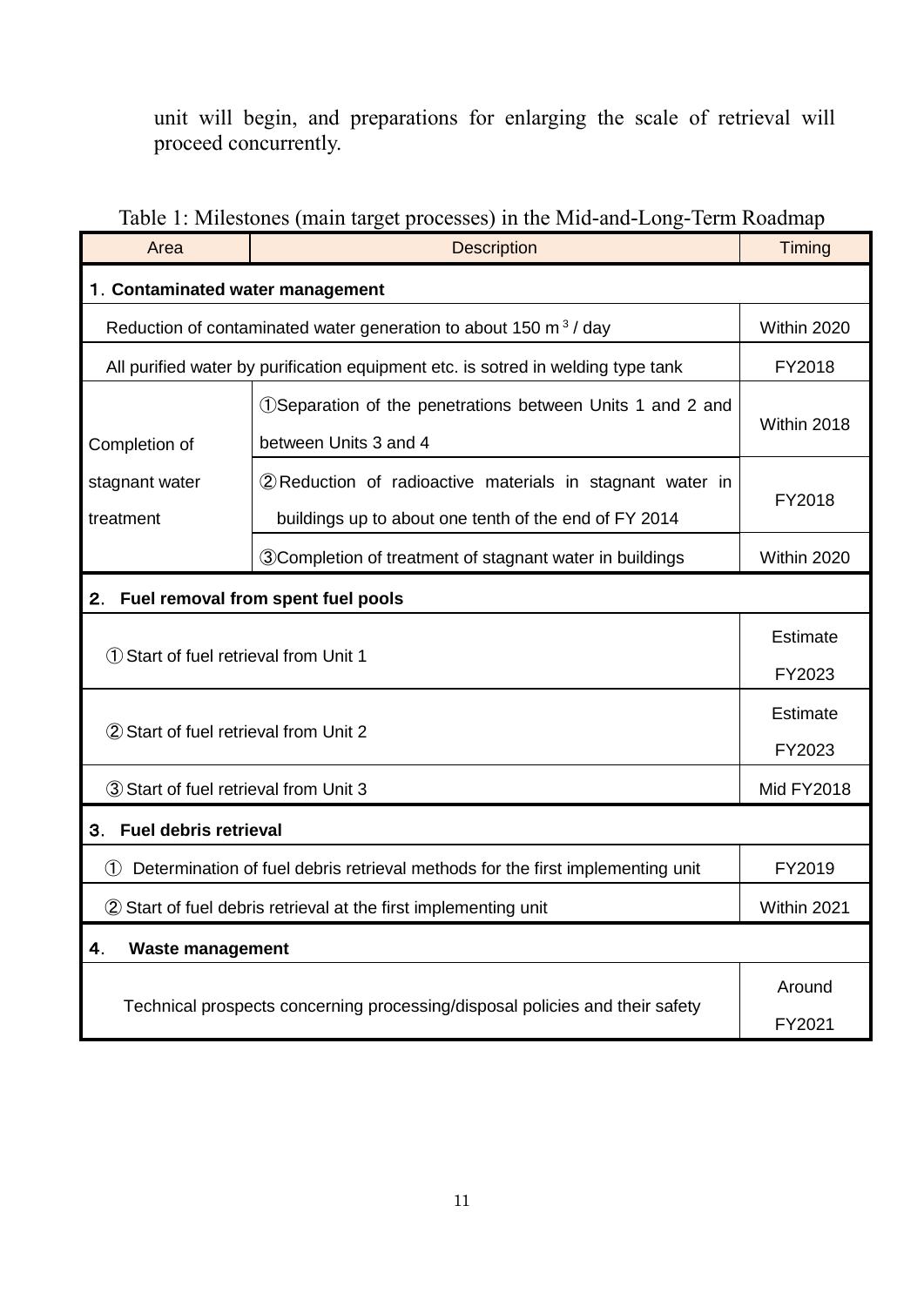unit will begin, and preparations for enlarging the scale of retrieval will proceed concurrently.

Table 1: Milestones (main target processes) in the Mid-and-Long-Term Roadmap

| Area | Description | Timing |
|---|---|---|
| **1. Contaminated water management** | | |
| Reduction of contaminated water generation to about 150 m$^3$ / day | | Within 2020 |
| All purified water by purification equipment etc. is sotred in welding type tank | | FY2018 |
| Completion of stagnant water treatment | ①Separation of the penetrations between Units 1 and 2 and between Units 3 and 4 | Within 2018 |
| | ②Reduction of radioactive materials in stagnant water in buildings up to about one tenth of the end of FY 2014 | FY2018 |
| | ③Completion of treatment of stagnant water in buildings | Within 2020 |
| **2. Fuel removal from spent fuel pools** | | |
| ① Start of fuel retrieval from Unit 1 | | Estimate FY2023 |
| ② Start of fuel retrieval from Unit 2 | | Estimate FY2023 |
| ③ Start of fuel retrieval from Unit 3 | | Mid FY2018 |
| **3. Fuel debris retrieval** | | |
| ① Determination of fuel debris retrieval methods for the first implementing unit | | FY2019 |
| ② Start of fuel debris retrieval at the first implementing unit | | Within 2021 |
| **4. Waste management** | | |
| Technical prospects concerning processing/disposal policies and their safety | | Around FY2021 |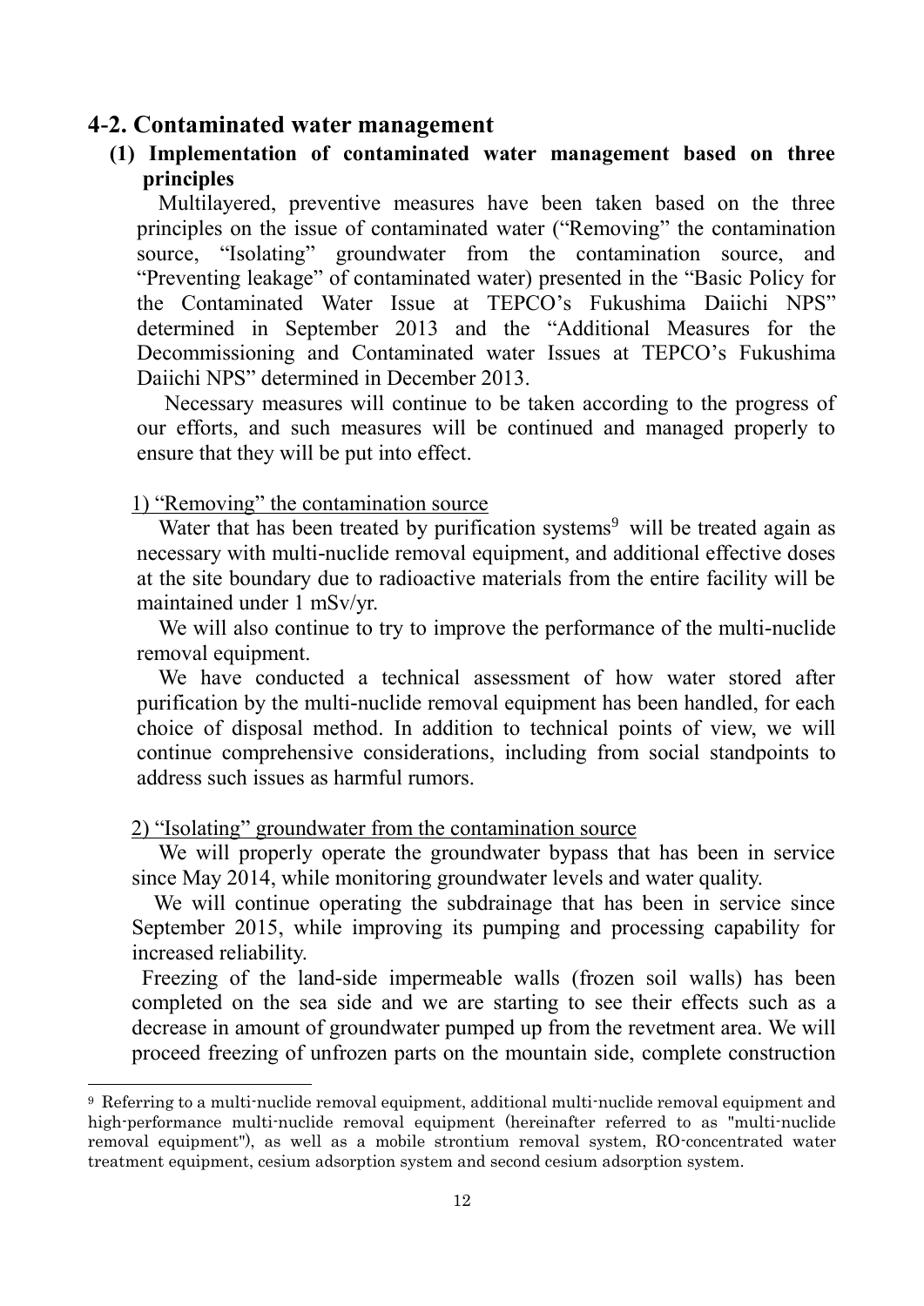## 4-2. Contaminated water management

### (1) Implementation of contaminated water management based on three principles

Multilayered, preventive measures have been taken based on the three principles on the issue of contaminated water ("Removing" the contamination source, "Isolating" groundwater from the contamination source, and "Preventing leakage" of contaminated water) presented in the "Basic Policy for the Contaminated Water Issue at TEPCO's Fukushima Daiichi NPS" determined in September 2013 and the "Additional Measures for the Decommissioning and Contaminated water Issues at TEPCO's Fukushima Daiichi NPS" determined in December 2013.

Necessary measures will continue to be taken according to the progress of our efforts, and such measures will be continued and managed properly to ensure that they will be put into effect.

1) "Removing" the contamination source

Water that has been treated by purification systems[9] will be treated again as necessary with multi-nuclide removal equipment, and additional effective doses at the site boundary due to radioactive materials from the entire facility will be maintained under 1 mSv/yr.

We will also continue to try to improve the performance of the multi-nuclide removal equipment.

We have conducted a technical assessment of how water stored after purification by the multi-nuclide removal equipment has been handled, for each choice of disposal method. In addition to technical points of view, we will continue comprehensive considerations, including from social standpoints to address such issues as harmful rumors.

2) "Isolating" groundwater from the contamination source

We will properly operate the groundwater bypass that has been in service since May 2014, while monitoring groundwater levels and water quality.

We will continue operating the subdrainage that has been in service since September 2015, while improving its pumping and processing capability for increased reliability.

Freezing of the land-side impermeable walls (frozen soil walls) has been completed on the sea side and we are starting to see their effects such as a decrease in amount of groundwater pumped up from the revetment area. We will proceed freezing of unfrozen parts on the mountain side, complete construction

---

[9] Referring to a multi-nuclide removal equipment, additional multi-nuclide removal equipment and high-performance multi-nuclide removal equipment (hereinafter referred to as "multi-nuclide removal equipment"), as well as a mobile strontium removal system, RO-concentrated water treatment equipment, cesium adsorption system and second cesium adsorption system.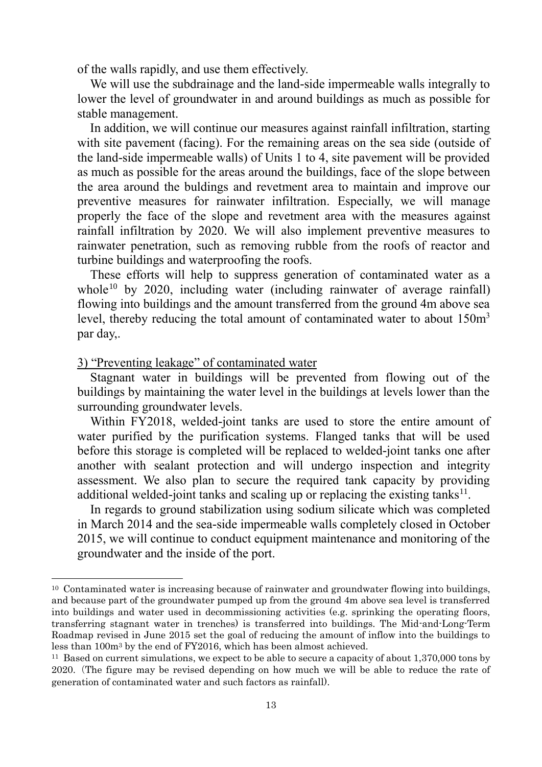of the walls rapidly, and use them effectively.

We will use the subdrainage and the land-side impermeable walls integrally to lower the level of groundwater in and around buildings as much as possible for stable management.

In addition, we will continue our measures against rainfall infiltration, starting with site pavement (facing). For the remaining areas on the sea side (outside of the land-side impermeable walls) of Units 1 to 4, site pavement will be provided as much as possible for the areas around the buildings, face of the slope between the area around the buldings and revetment area to maintain and improve our preventive measures for rainwater infiltration. Especially, we will manage properly the face of the slope and revetment area with the measures against rainfall infiltration by 2020. We will also implement preventive measures to rainwater penetration, such as removing rubble from the roofs of reactor and turbine buildings and waterproofing the roofs.

These efforts will help to suppress generation of contaminated water as a whole[10] by 2020, including water (including rainwater of average rainfall) flowing into buildings and the amount transferred from the ground 4m above sea level, thereby reducing the total amount of contaminated water to about 150m$^3$ par day,.

3) "Preventing leakage" of contaminated water

Stagnant water in buildings will be prevented from flowing out of the buildings by maintaining the water level in the buildings at levels lower than the surrounding groundwater levels.

Within FY2018, welded-joint tanks are used to store the entire amount of water purified by the purification systems. Flanged tanks that will be used before this storage is completed will be replaced to welded-joint tanks one after another with sealant protection and will undergo inspection and integrity assessment. We also plan to secure the required tank capacity by providing additional welded-joint tanks and scaling up or replacing the existing tanks[11].

In regards to ground stabilization using sodium silicate which was completed in March 2014 and the sea-side impermeable walls completely closed in October 2015, we will continue to conduct equipment maintenance and monitoring of the groundwater and the inside of the port.

---

[10] Contaminated water is increasing because of rainwater and groundwater flowing into buildings, and because part of the groundwater pumped up from the ground 4m above sea level is transferred into buildings and water used in decommissioning activities (e.g. sprinking the operating floors, transferring stagnant water in trenches) is transferred into buildings. The Mid-and-Long-Term Roadmap revised in June 2015 set the goal of reducing the amount of inflow into the buildings to less than 100m$^3$ by the end of FY2016, which has been almost achieved.

[11] Based on current simulations, we expect to be able to secure a capacity of about 1,370,000 tons by 2020. (The figure may be revised depending on how much we will be able to reduce the rate of generation of contaminated water and such factors as rainfall).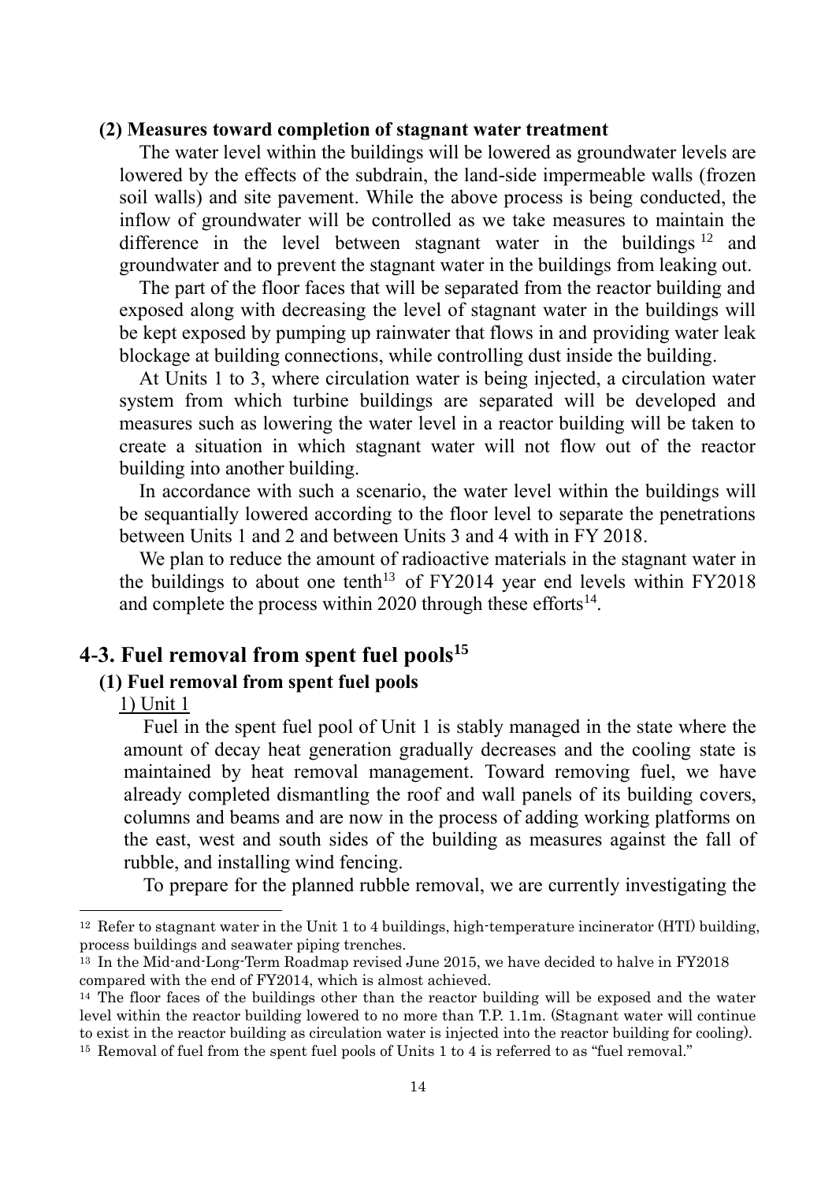**(2) Measures toward completion of stagnant water treatment**

The water level within the buildings will be lowered as groundwater levels are lowered by the effects of the subdrain, the land-side impermeable walls (frozen soil walls) and site pavement. While the above process is being conducted, the inflow of groundwater will be controlled as we take measures to maintain the difference in the level between stagnant water in the buildings[12] and groundwater and to prevent the stagnant water in the buildings from leaking out.

The part of the floor faces that will be separated from the reactor building and exposed along with decreasing the level of stagnant water in the buildings will be kept exposed by pumping up rainwater that flows in and providing water leak blockage at building connections, while controlling dust inside the building.

At Units 1 to 3, where circulation water is being injected, a circulation water system from which turbine buildings are separated will be developed and measures such as lowering the water level in a reactor building will be taken to create a situation in which stagnant water will not flow out of the reactor building into another building.

In accordance with such a scenario, the water level within the buildings will be sequantially lowered according to the floor level to separate the penetrations between Units 1 and 2 and between Units 3 and 4 with in FY 2018.

We plan to reduce the amount of radioactive materials in the stagnant water in the buildings to about one tenth[13] of FY2014 year end levels within FY2018 and complete the process within 2020 through these efforts[14].

## 4-3. Fuel removal from spent fuel pools[15]

### (1) Fuel removal from spent fuel pools

1) Unit 1

Fuel in the spent fuel pool of Unit 1 is stably managed in the state where the amount of decay heat generation gradually decreases and the cooling state is maintained by heat removal management. Toward removing fuel, we have already completed dismantling the roof and wall panels of its building covers, columns and beams and are now in the process of adding working platforms on the east, west and south sides of the building as measures against the fall of rubble, and installing wind fencing.

To prepare for the planned rubble removal, we are currently investigating the

---

[12] Refer to stagnant water in the Unit 1 to 4 buildings, high-temperature incinerator (HTI) building, process buildings and seawater piping trenches.

[13] In the Mid-and-Long-Term Roadmap revised June 2015, we have decided to halve in FY2018 compared with the end of FY2014, which is almost achieved.

[14] The floor faces of the buildings other than the reactor building will be exposed and the water level within the reactor building lowered to no more than T.P. 1.1m. (Stagnant water will continue to exist in the reactor building as circulation water is injected into the reactor building for cooling).

[15] Removal of fuel from the spent fuel pools of Units 1 to 4 is referred to as "fuel removal."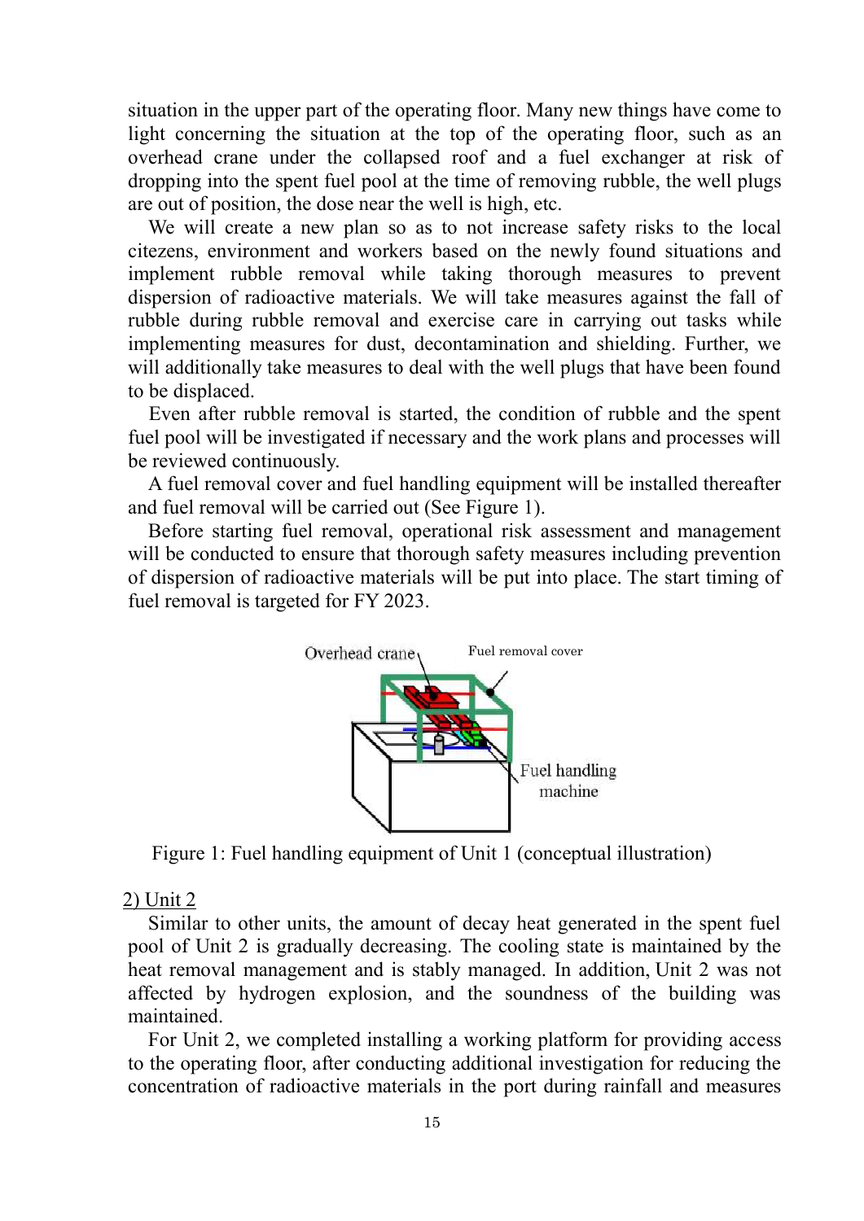situation in the upper part of the operating floor. Many new things have come to light concerning the situation at the top of the operating floor, such as an overhead crane under the collapsed roof and a fuel exchanger at risk of dropping into the spent fuel pool at the time of removing rubble, the well plugs are out of position, the dose near the well is high, etc.

We will create a new plan so as to not increase safety risks to the local citezens, environment and workers based on the newly found situations and implement rubble removal while taking thorough measures to prevent dispersion of radioactive materials. We will take measures against the fall of rubble during rubble removal and exercise care in carrying out tasks while implementing measures for dust, decontamination and shielding. Further, we will additionally take measures to deal with the well plugs that have been found to be displaced.

Even after rubble removal is started, the condition of rubble and the spent fuel pool will be investigated if necessary and the work plans and processes will be reviewed continuously.

A fuel removal cover and fuel handling equipment will be installed thereafter and fuel removal will be carried out (See Figure 1).

Before starting fuel removal, operational risk assessment and management will be conducted to ensure that thorough safety measures including prevention of dispersion of radioactive materials will be put into place. The start timing of fuel removal is targeted for FY 2023.

Overhead crane

Fuel removal cover

Fuel handling machine

Figure 1: Fuel handling equipment of Unit 1 (conceptual illustration)

2) Unit 2

Similar to other units, the amount of decay heat generated in the spent fuel pool of Unit 2 is gradually decreasing. The cooling state is maintained by the heat removal management and is stably managed. In addition, Unit 2 was not affected by hydrogen explosion, and the soundness of the building was maintained.

For Unit 2, we completed installing a working platform for providing access to the operating floor, after conducting additional investigation for reducing the concentration of radioactive materials in the port during rainfall and measures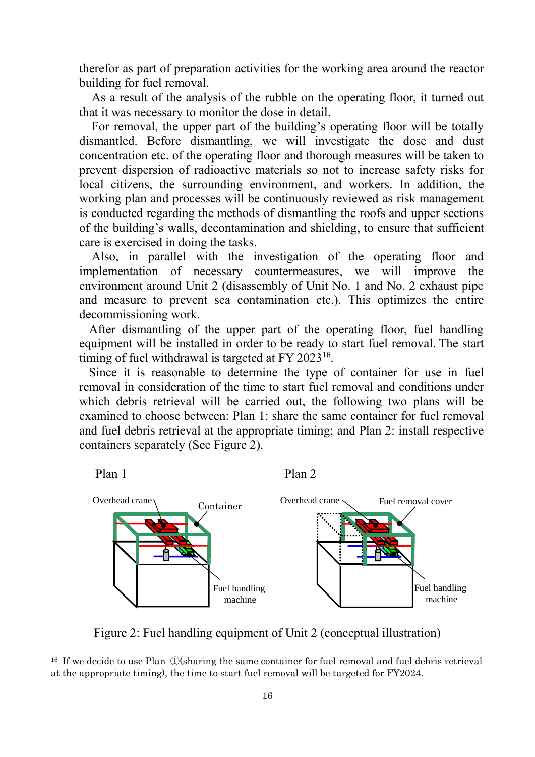therefor as part of preparation activities for the working area around the reactor building for fuel removal.

As a result of the analysis of the rubble on the operating floor, it turned out that it was necessary to monitor the dose in detail.

For removal, the upper part of the building's operating floor will be totally dismantled. Before dismantling, we will investigate the dose and dust concentration etc. of the operating floor and thorough measures will be taken to prevent dispersion of radioactive materials so not to increase safety risks for local citizens, the surrounding environment, and workers. In addition, the working plan and processes will be continuously reviewed as risk management is conducted regarding the methods of dismantling the roofs and upper sections of the building's walls, decontamination and shielding, to ensure that sufficient care is exercised in doing the tasks.

Also, in parallel with the investigation of the operating floor and implementation of necessary countermeasures, we will improve the environment around Unit 2 (disassembly of Unit No. 1 and No. 2 exhaust pipe and measure to prevent sea contamination etc.). This optimizes the entire decommissioning work.

After dismantling of the upper part of the operating floor, fuel handling equipment will be installed in order to be ready to start fuel removal. The start timing of fuel withdrawal is targeted at FY 2023[16].

Since it is reasonable to determine the type of container for use in fuel removal in consideration of the time to start fuel removal and conditions under which debris retrieval will be carried out, the following two plans will be examined to choose between: Plan 1: share the same container for fuel removal and fuel debris retrieval at the appropriate timing; and Plan 2: install respective containers separately (See Figure 2).

Plan 1 — Overhead crane, Container, Fuel handling machine

Plan 2 — Overhead crane, Fuel removal cover, Fuel handling machine

Figure 2: Fuel handling equipment of Unit 2 (conceptual illustration)

[16] If we decide to use Plan ①(sharing the same container for fuel removal and fuel debris retrieval at the appropriate timing), the time to start fuel removal will be targeted for FY2024.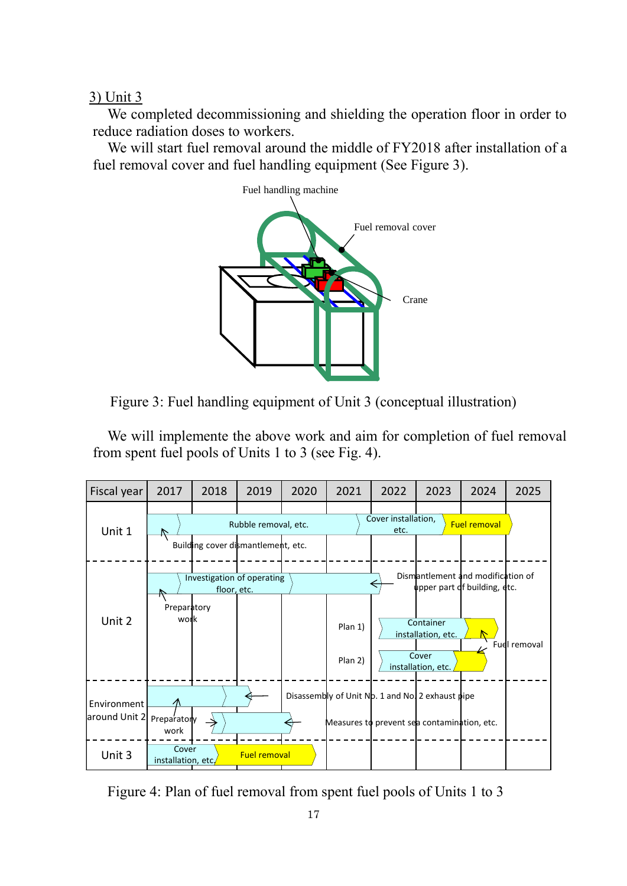3) Unit 3

We completed decommissioning and shielding the operation floor in order to reduce radiation doses to workers.

We will start fuel removal around the middle of FY2018 after installation of a fuel removal cover and fuel handling equipment (See Figure 3).

Fuel handling machine

Fuel removal cover

Crane

Figure 3: Fuel handling equipment of Unit 3 (conceptual illustration)

We will implemente the above work and aim for completion of fuel removal from spent fuel pools of Units 1 to 3 (see Fig. 4).

| Fiscal year | 2017 | 2018 | 2019 | 2020 | 2021 | 2022 | 2023 | 2024 | 2025 |
|---|---|---|---|---|---|---|---|---|---|
| Unit 1 | Building cover dismantlement, etc. → Rubble removal, etc. | | | | | Cover installation, etc. | | Fuel removal | |
| Unit 2 | Preparatory work → Investigation of operating floor, etc. | | | | | Dismantlement and modification of upper part of building, etc. | | | |
| | | | | | Plan 1) | Container installation, etc. | | Fuel removal | |
| | | | | | Plan 2) | Cover installation, etc. | | Fuel removal | |
| Environment around Unit 2 | Preparatory work → Disassembly of Unit No. 1 and No. 2 exhaust pipe | | | | | | | | |
| | Preparatory work → Measures to prevent sea contamination, etc. | | | | | | | | |
| Unit 3 | Cover installation, etc. | | Fuel removal | | | | | | |

Figure 4: Plan of fuel removal from spent fuel pools of Units 1 to 3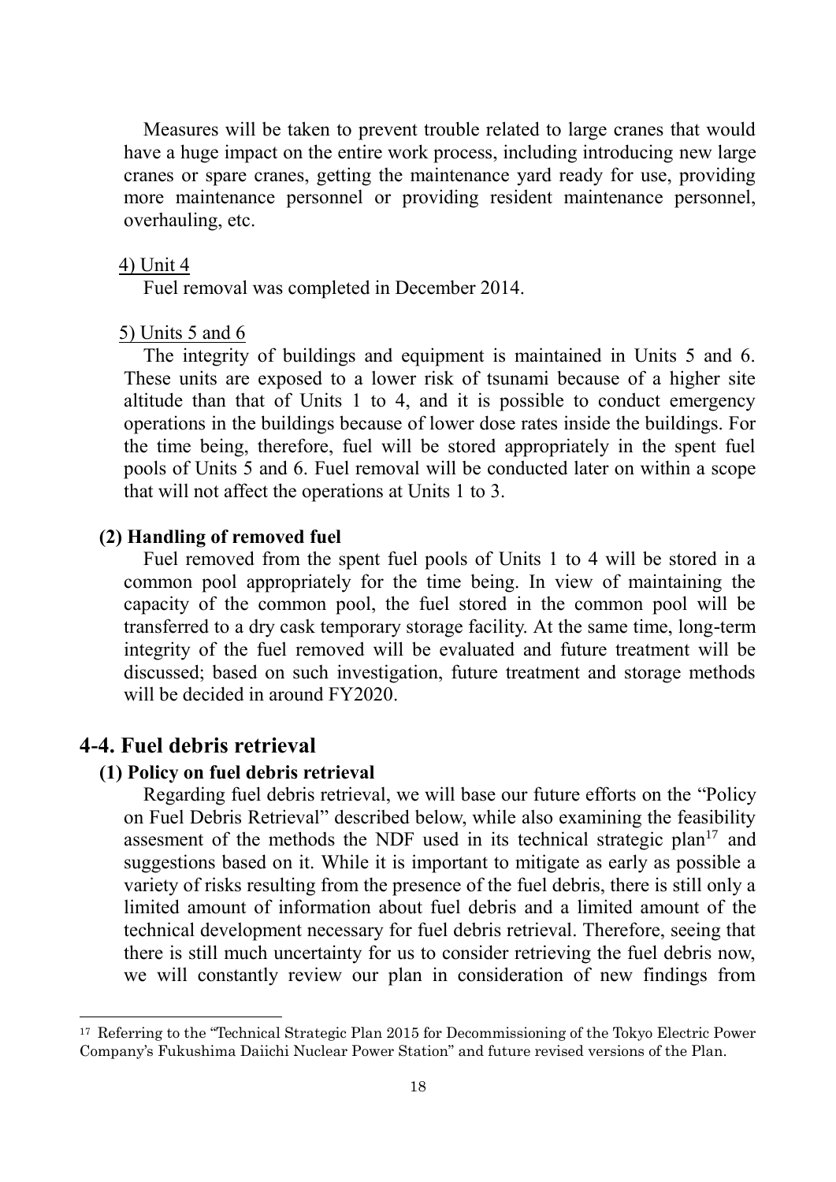Measures will be taken to prevent trouble related to large cranes that would have a huge impact on the entire work process, including introducing new large cranes or spare cranes, getting the maintenance yard ready for use, providing more maintenance personnel or providing resident maintenance personnel, overhauling, etc.

4) Unit 4

Fuel removal was completed in December 2014.

5) Units 5 and 6

The integrity of buildings and equipment is maintained in Units 5 and 6. These units are exposed to a lower risk of tsunami because of a higher site altitude than that of Units 1 to 4, and it is possible to conduct emergency operations in the buildings because of lower dose rates inside the buildings. For the time being, therefore, fuel will be stored appropriately in the spent fuel pools of Units 5 and 6. Fuel removal will be conducted later on within a scope that will not affect the operations at Units 1 to 3.

**(2) Handling of removed fuel**

Fuel removed from the spent fuel pools of Units 1 to 4 will be stored in a common pool appropriately for the time being. In view of maintaining the capacity of the common pool, the fuel stored in the common pool will be transferred to a dry cask temporary storage facility. At the same time, long-term integrity of the fuel removed will be evaluated and future treatment will be discussed; based on such investigation, future treatment and storage methods will be decided in around FY2020.

## 4-4. Fuel debris retrieval

**(1) Policy on fuel debris retrieval**

Regarding fuel debris retrieval, we will base our future efforts on the "Policy on Fuel Debris Retrieval" described below, while also examining the feasibility assesment of the methods the NDF used in its technical strategic plan[17] and suggestions based on it. While it is important to mitigate as early as possible a variety of risks resulting from the presence of the fuel debris, there is still only a limited amount of information about fuel debris and a limited amount of the technical development necessary for fuel debris retrieval. Therefore, seeing that there is still much uncertainty for us to consider retrieving the fuel debris now, we will constantly review our plan in consideration of new findings from

---

[17] Referring to the "Technical Strategic Plan 2015 for Decommissioning of the Tokyo Electric Power Company's Fukushima Daiichi Nuclear Power Station" and future revised versions of the Plan.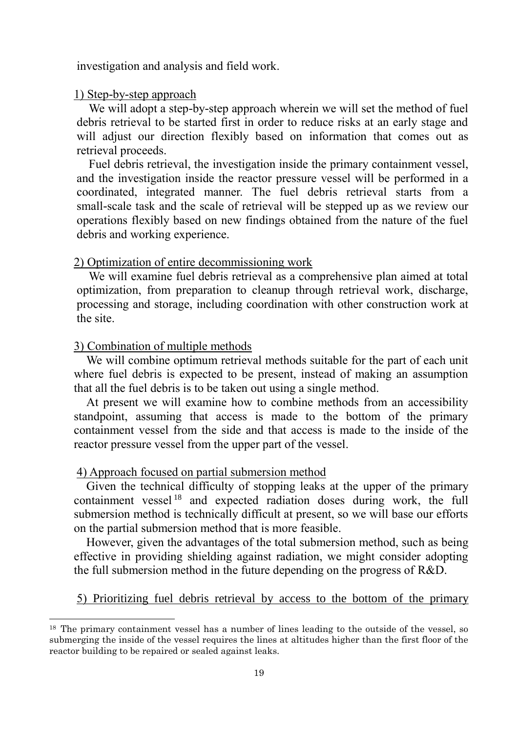investigation and analysis and field work.

1) Step-by-step approach

We will adopt a step-by-step approach wherein we will set the method of fuel debris retrieval to be started first in order to reduce risks at an early stage and will adjust our direction flexibly based on information that comes out as retrieval proceeds.

Fuel debris retrieval, the investigation inside the primary containment vessel, and the investigation inside the reactor pressure vessel will be performed in a coordinated, integrated manner. The fuel debris retrieval starts from a small-scale task and the scale of retrieval will be stepped up as we review our operations flexibly based on new findings obtained from the nature of the fuel debris and working experience.

2) Optimization of entire decommissioning work

We will examine fuel debris retrieval as a comprehensive plan aimed at total optimization, from preparation to cleanup through retrieval work, discharge, processing and storage, including coordination with other construction work at the site.

3) Combination of multiple methods

We will combine optimum retrieval methods suitable for the part of each unit where fuel debris is expected to be present, instead of making an assumption that all the fuel debris is to be taken out using a single method.

At present we will examine how to combine methods from an accessibility standpoint, assuming that access is made to the bottom of the primary containment vessel from the side and that access is made to the inside of the reactor pressure vessel from the upper part of the vessel.

4) Approach focused on partial submersion method

Given the technical difficulty of stopping leaks at the upper of the primary containment vessel[18] and expected radiation doses during work, the full submersion method is technically difficult at present, so we will base our efforts on the partial submersion method that is more feasible.

However, given the advantages of the total submersion method, such as being effective in providing shielding against radiation, we might consider adopting the full submersion method in the future depending on the progress of R&D.

5) Prioritizing fuel debris retrieval by access to the bottom of the primary

---

[18] The primary containment vessel has a number of lines leading to the outside of the vessel, so submerging the inside of the vessel requires the lines at altitudes higher than the first floor of the reactor building to be repaired or sealed against leaks.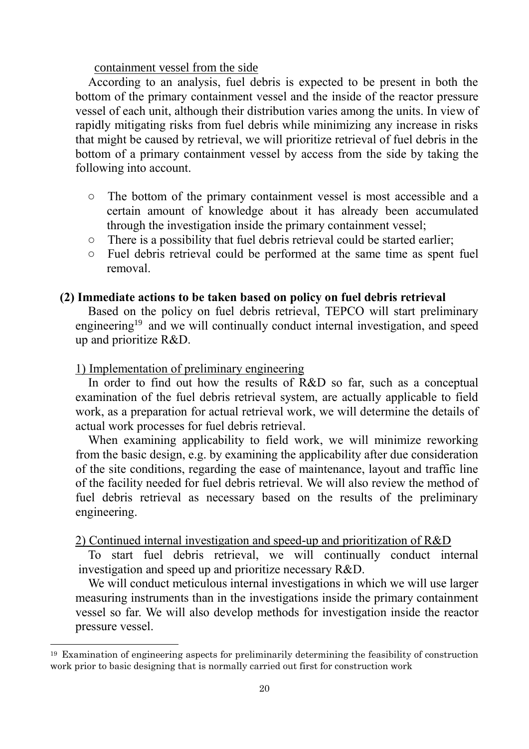containment vessel from the side

According to an analysis, fuel debris is expected to be present in both the bottom of the primary containment vessel and the inside of the reactor pressure vessel of each unit, although their distribution varies among the units. In view of rapidly mitigating risks from fuel debris while minimizing any increase in risks that might be caused by retrieval, we will prioritize retrieval of fuel debris in the bottom of a primary containment vessel by access from the side by taking the following into account.

- ○ The bottom of the primary containment vessel is most accessible and a certain amount of knowledge about it has already been accumulated through the investigation inside the primary containment vessel;
- ○ There is a possibility that fuel debris retrieval could be started earlier;
- ○ Fuel debris retrieval could be performed at the same time as spent fuel removal.

### (2) Immediate actions to be taken based on policy on fuel debris retrieval

Based on the policy on fuel debris retrieval, TEPCO will start preliminary engineering[19] and we will continually conduct internal investigation, and speed up and prioritize R&D.

1) Implementation of preliminary engineering

In order to find out how the results of R&D so far, such as a conceptual examination of the fuel debris retrieval system, are actually applicable to field work, as a preparation for actual retrieval work, we will determine the details of actual work processes for fuel debris retrieval.

When examining applicability to field work, we will minimize reworking from the basic design, e.g. by examining the applicability after due consideration of the site conditions, regarding the ease of maintenance, layout and traffic line of the facility needed for fuel debris retrieval. We will also review the method of fuel debris retrieval as necessary based on the results of the preliminary engineering.

2) Continued internal investigation and speed-up and prioritization of R&D

To start fuel debris retrieval, we will continually conduct internal investigation and speed up and prioritize necessary R&D.

We will conduct meticulous internal investigations in which we will use larger measuring instruments than in the investigations inside the primary containment vessel so far. We will also develop methods for investigation inside the reactor pressure vessel.

---

[19] Examination of engineering aspects for preliminarily determining the feasibility of construction work prior to basic designing that is normally carried out first for construction work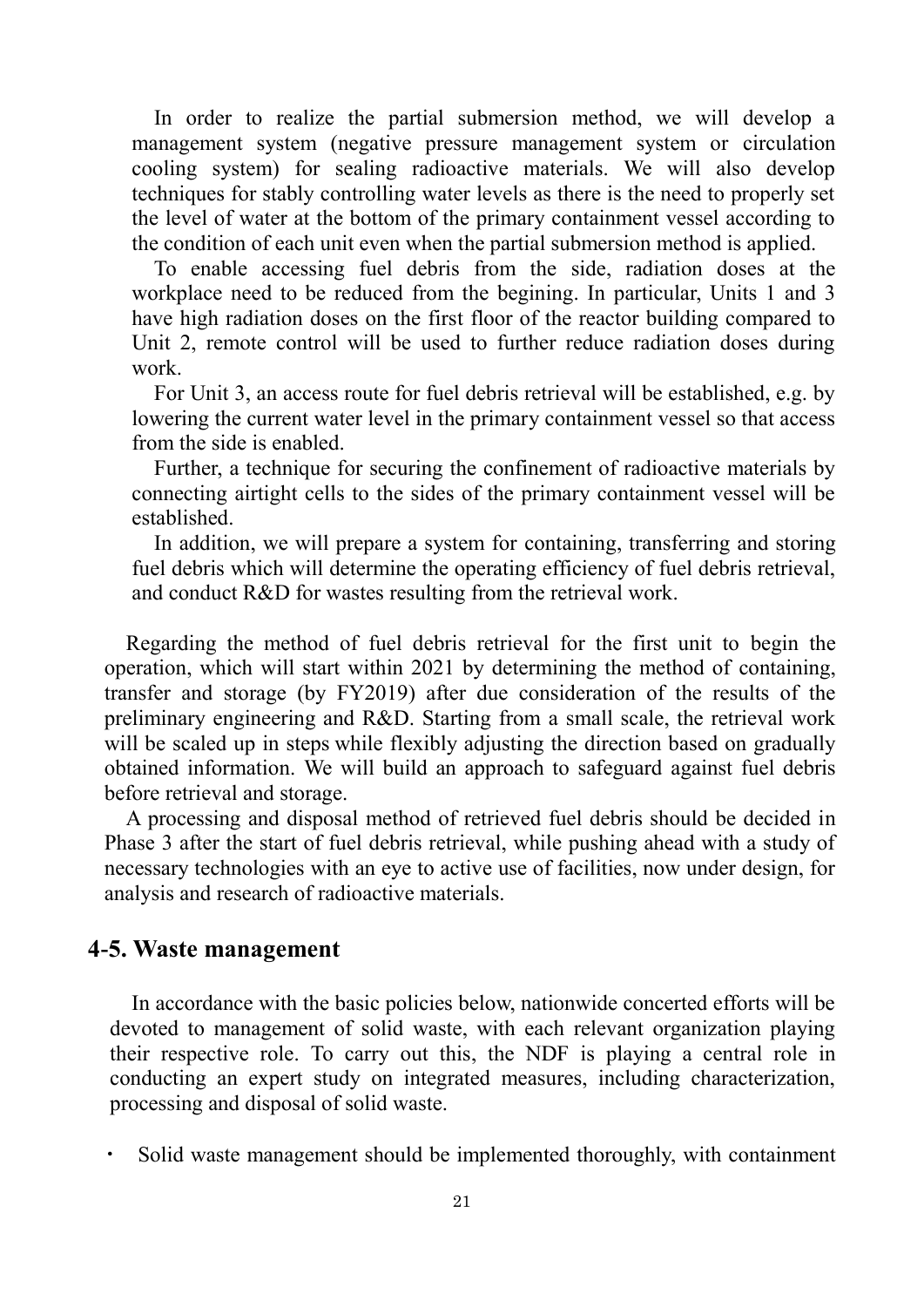In order to realize the partial submersion method, we will develop a management system (negative pressure management system or circulation cooling system) for sealing radioactive materials. We will also develop techniques for stably controlling water levels as there is the need to properly set the level of water at the bottom of the primary containment vessel according to the condition of each unit even when the partial submersion method is applied.

To enable accessing fuel debris from the side, radiation doses at the workplace need to be reduced from the begining. In particular, Units 1 and 3 have high radiation doses on the first floor of the reactor building compared to Unit 2, remote control will be used to further reduce radiation doses during work.

For Unit 3, an access route for fuel debris retrieval will be established, e.g. by lowering the current water level in the primary containment vessel so that access from the side is enabled.

Further, a technique for securing the confinement of radioactive materials by connecting airtight cells to the sides of the primary containment vessel will be established.

In addition, we will prepare a system for containing, transferring and storing fuel debris which will determine the operating efficiency of fuel debris retrieval, and conduct R&D for wastes resulting from the retrieval work.

Regarding the method of fuel debris retrieval for the first unit to begin the operation, which will start within 2021 by determining the method of containing, transfer and storage (by FY2019) after due consideration of the results of the preliminary engineering and R&D. Starting from a small scale, the retrieval work will be scaled up in steps while flexibly adjusting the direction based on gradually obtained information. We will build an approach to safeguard against fuel debris before retrieval and storage.

A processing and disposal method of retrieved fuel debris should be decided in Phase 3 after the start of fuel debris retrieval, while pushing ahead with a study of necessary technologies with an eye to active use of facilities, now under design, for analysis and research of radioactive materials.

## 4-5. Waste management

In accordance with the basic policies below, nationwide concerted efforts will be devoted to management of solid waste, with each relevant organization playing their respective role. To carry out this, the NDF is playing a central role in conducting an expert study on integrated measures, including characterization, processing and disposal of solid waste.

- Solid waste management should be implemented thoroughly, with containment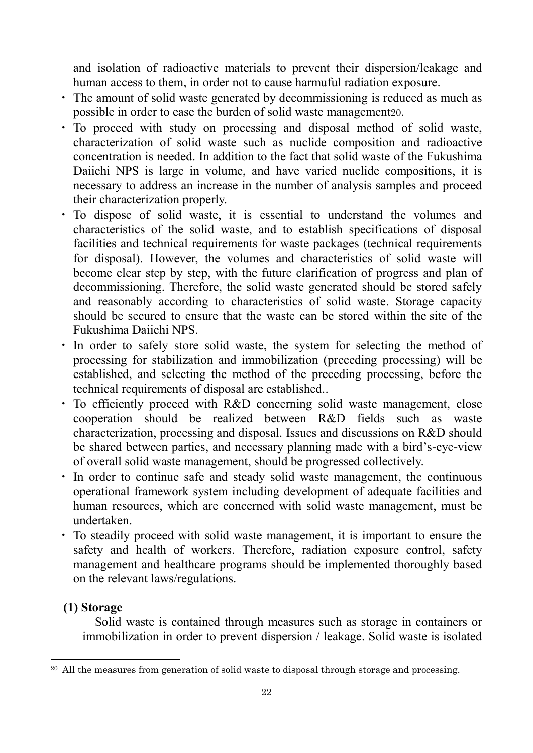and isolation of radioactive materials to prevent their dispersion/leakage and human access to them, in order not to cause harmful radiation exposure.

- The amount of solid waste generated by decommissioning is reduced as much as possible in order to ease the burden of solid waste management[20].
- To proceed with study on processing and disposal method of solid waste, characterization of solid waste such as nuclide composition and radioactive concentration is needed. In addition to the fact that solid waste of the Fukushima Daiichi NPS is large in volume, and have varied nuclide compositions, it is necessary to address an increase in the number of analysis samples and proceed their characterization properly.
- To dispose of solid waste, it is essential to understand the volumes and characteristics of the solid waste, and to establish specifications of disposal facilities and technical requirements for waste packages (technical requirements for disposal). However, the volumes and characteristics of solid waste will become clear step by step, with the future clarification of progress and plan of decommissioning. Therefore, the solid waste generated should be stored safely and reasonably according to characteristics of solid waste. Storage capacity should be secured to ensure that the waste can be stored within the site of the Fukushima Daiichi NPS.
- In order to safely store solid waste, the system for selecting the method of processing for stabilization and immobilization (preceding processing) will be established, and selecting the method of the preceding processing, before the technical requirements of disposal are established..
- To efficiently proceed with R&D concerning solid waste management, close cooperation should be realized between R&D fields such as waste characterization, processing and disposal. Issues and discussions on R&D should be shared between parties, and necessary planning made with a bird's-eye-view of overall solid waste management, should be progressed collectively.
- In order to continue safe and steady solid waste management, the continuous operational framework system including development of adequate facilities and human resources, which are concerned with solid waste management, must be undertaken.
- To steadily proceed with solid waste management, it is important to ensure the safety and health of workers. Therefore, radiation exposure control, safety management and healthcare programs should be implemented thoroughly based on the relevant laws/regulations.

**(1) Storage**

Solid waste is contained through measures such as storage in containers or immobilization in order to prevent dispersion / leakage. Solid waste is isolated

[20] All the measures from generation of solid waste to disposal through storage and processing.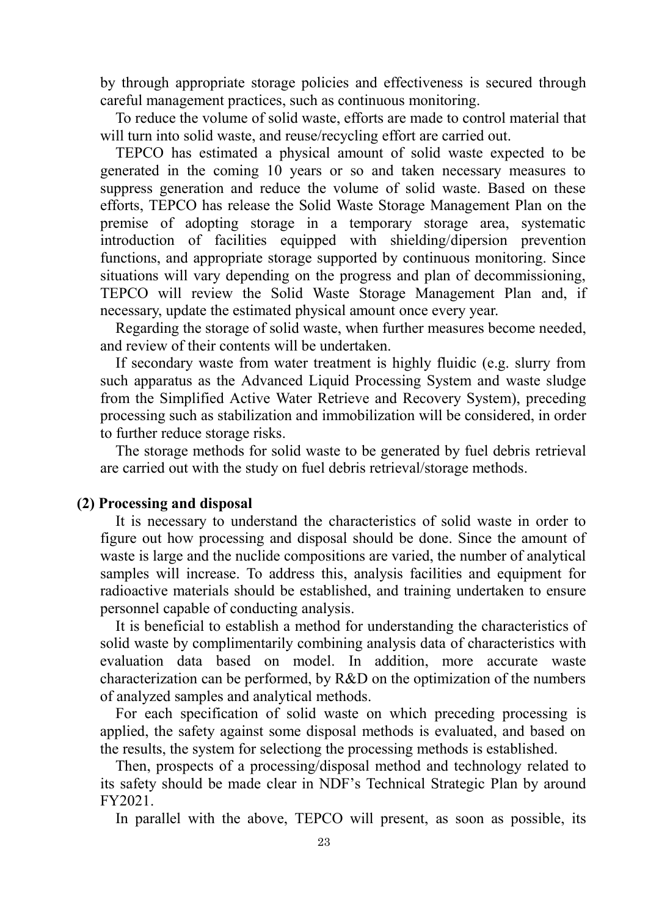by through appropriate storage policies and effectiveness is secured through careful management practices, such as continuous monitoring.

To reduce the volume of solid waste, efforts are made to control material that will turn into solid waste, and reuse/recycling effort are carried out.

TEPCO has estimated a physical amount of solid waste expected to be generated in the coming 10 years or so and taken necessary measures to suppress generation and reduce the volume of solid waste. Based on these efforts, TEPCO has release the Solid Waste Storage Management Plan on the premise of adopting storage in a temporary storage area, systematic introduction of facilities equipped with shielding/dipersion prevention functions, and appropriate storage supported by continuous monitoring. Since situations will vary depending on the progress and plan of decommissioning, TEPCO will review the Solid Waste Storage Management Plan and, if necessary, update the estimated physical amount once every year.

Regarding the storage of solid waste, when further measures become needed, and review of their contents will be undertaken.

If secondary waste from water treatment is highly fluidic (e.g. slurry from such apparatus as the Advanced Liquid Processing System and waste sludge from the Simplified Active Water Retrieve and Recovery System), preceding processing such as stabilization and immobilization will be considered, in order to further reduce storage risks.

The storage methods for solid waste to be generated by fuel debris retrieval are carried out with the study on fuel debris retrieval/storage methods.

**(2) Processing and disposal**

It is necessary to understand the characteristics of solid waste in order to figure out how processing and disposal should be done. Since the amount of waste is large and the nuclide compositions are varied, the number of analytical samples will increase. To address this, analysis facilities and equipment for radioactive materials should be established, and training undertaken to ensure personnel capable of conducting analysis.

It is beneficial to establish a method for understanding the characteristics of solid waste by complimentarily combining analysis data of characteristics with evaluation data based on model. In addition, more accurate waste characterization can be performed, by R&D on the optimization of the numbers of analyzed samples and analytical methods.

For each specification of solid waste on which preceding processing is applied, the safety against some disposal methods is evaluated, and based on the results, the system for selectiong the processing methods is established.

Then, prospects of a processing/disposal method and technology related to its safety should be made clear in NDF's Technical Strategic Plan by around FY2021.

In parallel with the above, TEPCO will present, as soon as possible, its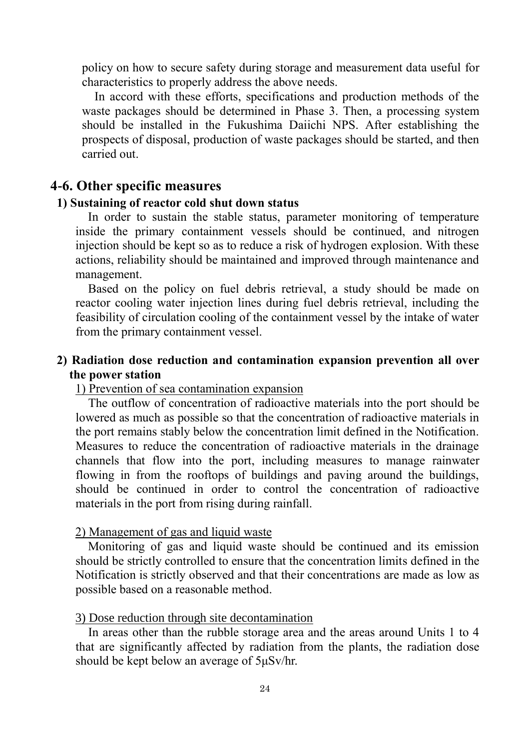policy on how to secure safety during storage and measurement data useful for characteristics to properly address the above needs.

In accord with these efforts, specifications and production methods of the waste packages should be determined in Phase 3. Then, a processing system should be installed in the Fukushima Daiichi NPS. After establishing the prospects of disposal, production of waste packages should be started, and then carried out.

## 4-6. Other specific measures

### 1) Sustaining of reactor cold shut down status

In order to sustain the stable status, parameter monitoring of temperature inside the primary containment vessels should be continued, and nitrogen injection should be kept so as to reduce a risk of hydrogen explosion. With these actions, reliability should be maintained and improved through maintenance and management.

Based on the policy on fuel debris retrieval, a study should be made on reactor cooling water injection lines during fuel debris retrieval, including the feasibility of circulation cooling of the containment vessel by the intake of water from the primary containment vessel.

### 2) Radiation dose reduction and contamination expansion prevention all over the power station

1) Prevention of sea contamination expansion

The outflow of concentration of radioactive materials into the port should be lowered as much as possible so that the concentration of radioactive materials in the port remains stably below the concentration limit defined in the Notification. Measures to reduce the concentration of radioactive materials in the drainage channels that flow into the port, including measures to manage rainwater flowing in from the rooftops of buildings and paving around the buildings, should be continued in order to control the concentration of radioactive materials in the port from rising during rainfall.

2) Management of gas and liquid waste

Monitoring of gas and liquid waste should be continued and its emission should be strictly controlled to ensure that the concentration limits defined in the Notification is strictly observed and that their concentrations are made as low as possible based on a reasonable method.

3) Dose reduction through site decontamination

In areas other than the rubble storage area and the areas around Units 1 to 4 that are significantly affected by radiation from the plants, the radiation dose should be kept below an average of 5μSv/hr.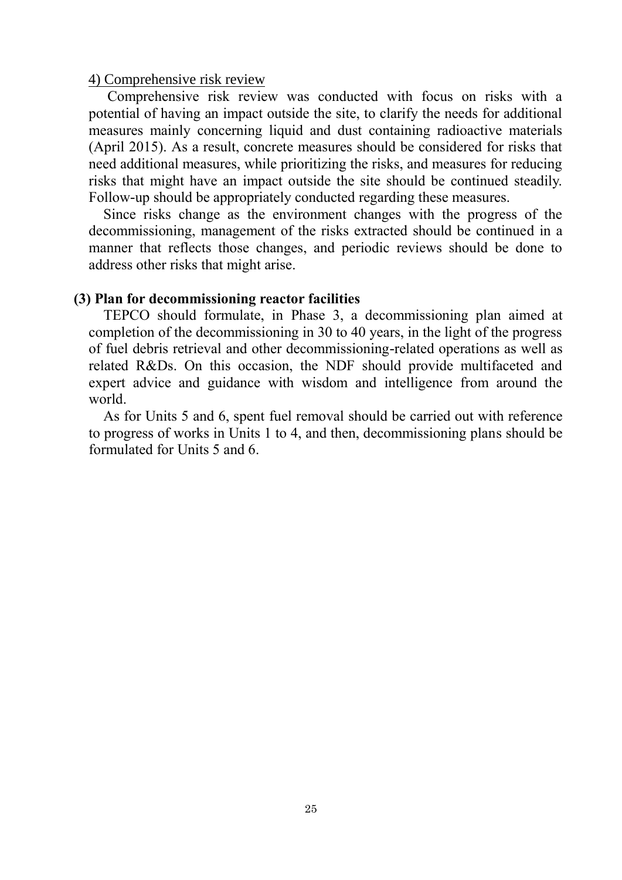4) Comprehensive risk review

Comprehensive risk review was conducted with focus on risks with a potential of having an impact outside the site, to clarify the needs for additional measures mainly concerning liquid and dust containing radioactive materials (April 2015). As a result, concrete measures should be considered for risks that need additional measures, while prioritizing the risks, and measures for reducing risks that might have an impact outside the site should be continued steadily. Follow-up should be appropriately conducted regarding these measures.

Since risks change as the environment changes with the progress of the decommissioning, management of the risks extracted should be continued in a manner that reflects those changes, and periodic reviews should be done to address other risks that might arise.

**(3) Plan for decommissioning reactor facilities**

TEPCO should formulate, in Phase 3, a decommissioning plan aimed at completion of the decommissioning in 30 to 40 years, in the light of the progress of fuel debris retrieval and other decommissioning-related operations as well as related R&Ds. On this occasion, the NDF should provide multifaceted and expert advice and guidance with wisdom and intelligence from around the world.

As for Units 5 and 6, spent fuel removal should be carried out with reference to progress of works in Units 1 to 4, and then, decommissioning plans should be formulated for Units 5 and 6.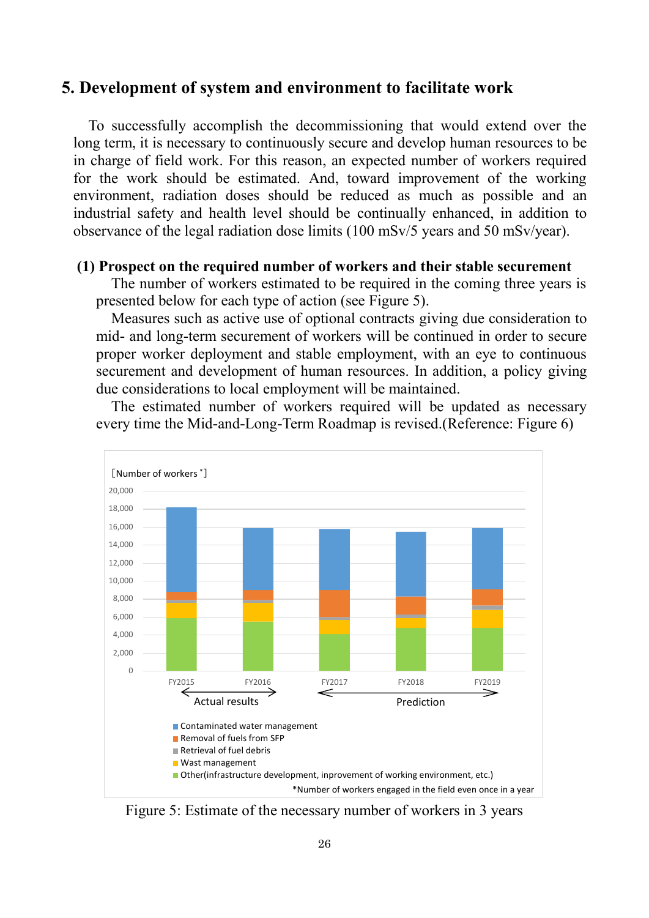## 5. Development of system and environment to facilitate work

To successfully accomplish the decommissioning that would extend over the long term, it is necessary to continuously secure and develop human resources to be in charge of field work. For this reason, an expected number of workers required for the work should be estimated. And, toward improvement of the working environment, radiation doses should be reduced as much as possible and an industrial safety and health level should be continually enhanced, in addition to observance of the legal radiation dose limits (100 mSv/5 years and 50 mSv/year).

### (1) Prospect on the required number of workers and their stable securement

The number of workers estimated to be required in the coming three years is presented below for each type of action (see Figure 5).

Measures such as active use of optional contracts giving due consideration to mid- and long-term securement of workers will be continued in order to secure proper worker deployment and stable employment, with an eye to continuous securement and development of human resources. In addition, a policy giving due considerations to local employment will be maintained.

The estimated number of workers required will be updated as necessary every time the Mid-and-Long-Term Roadmap is revised.(Reference: Figure 6)

［Number of workers *］

20,000
18,000
16,000
14,000
12,000
10,000
8,000
6,000
4,000
2,000
0

FY2015 FY2016 FY2017 FY2018 FY2019

Actual results (FY2015–FY2016) / Prediction (FY2017–FY2019)

- Contaminated water management
- Removal of fuels from SFP
- Retrieval of fuel debris
- Wast management
- Other(infrastructure development, improvement of working environment, etc.)

*Number of workers engaged in the field even once in a year

Figure 5: Estimate of the necessary number of workers in 3 years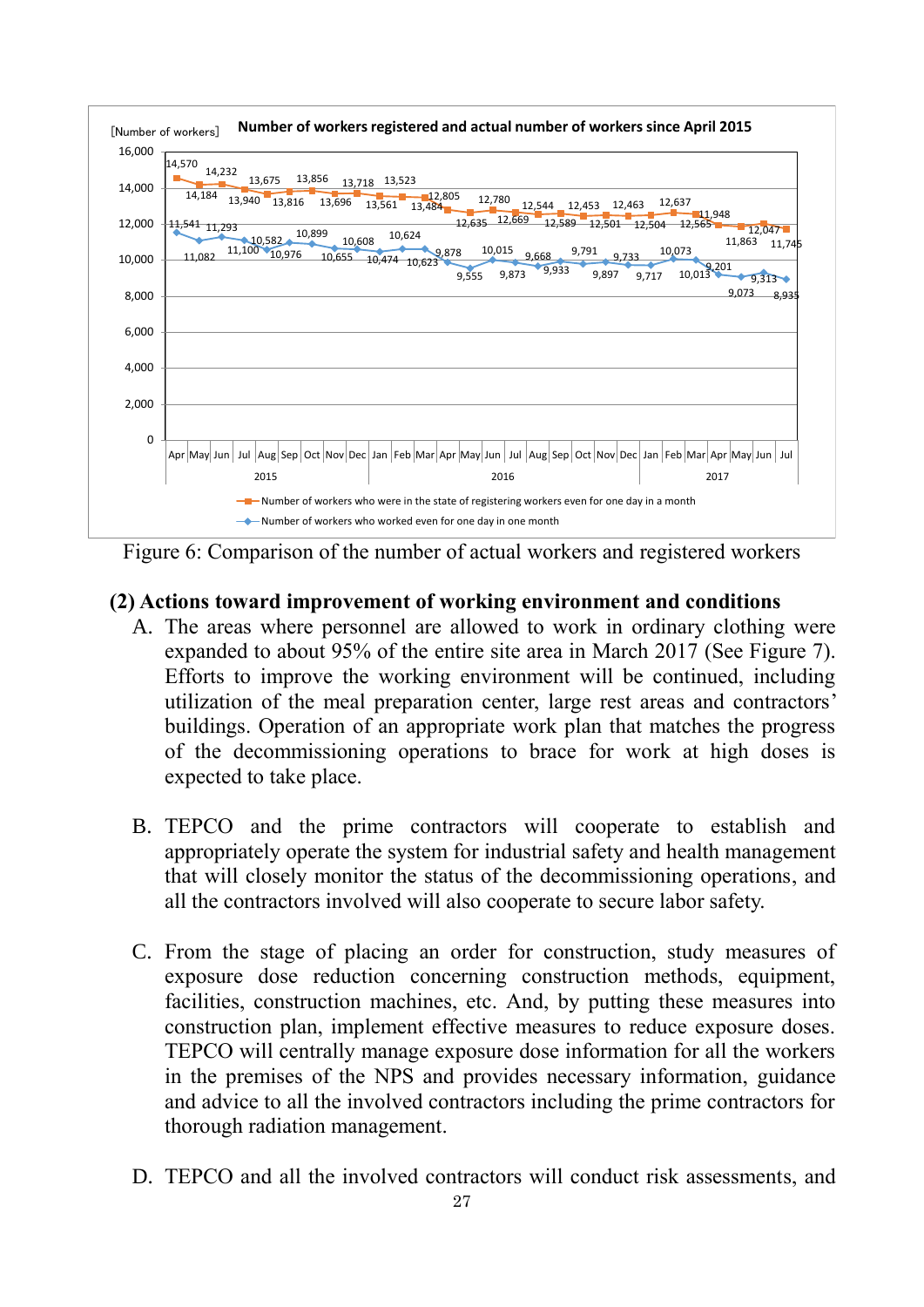Figure 6: Comparison of the number of actual workers and registered workers

## (2) Actions toward improvement of working environment and conditions

A. The areas where personnel are allowed to work in ordinary clothing were expanded to about 95% of the entire site area in March 2017 (See Figure 7). Efforts to improve the working environment will be continued, including utilization of the meal preparation center, large rest areas and contractors' buildings. Operation of an appropriate work plan that matches the progress of the decommissioning operations to brace for work at high doses is expected to take place.

B. TEPCO and the prime contractors will cooperate to establish and appropriately operate the system for industrial safety and health management that will closely monitor the status of the decommissioning operations, and all the contractors involved will also cooperate to secure labor safety.

C. From the stage of placing an order for construction, study measures of exposure dose reduction concerning construction methods, equipment, facilities, construction machines, etc. And, by putting these measures into construction plan, implement effective measures to reduce exposure doses. TEPCO will centrally manage exposure dose information for all the workers in the premises of the NPS and provides necessary information, guidance and advice to all the involved contractors including the prime contractors for thorough radiation management.

D. TEPCO and all the involved contractors will conduct risk assessments, and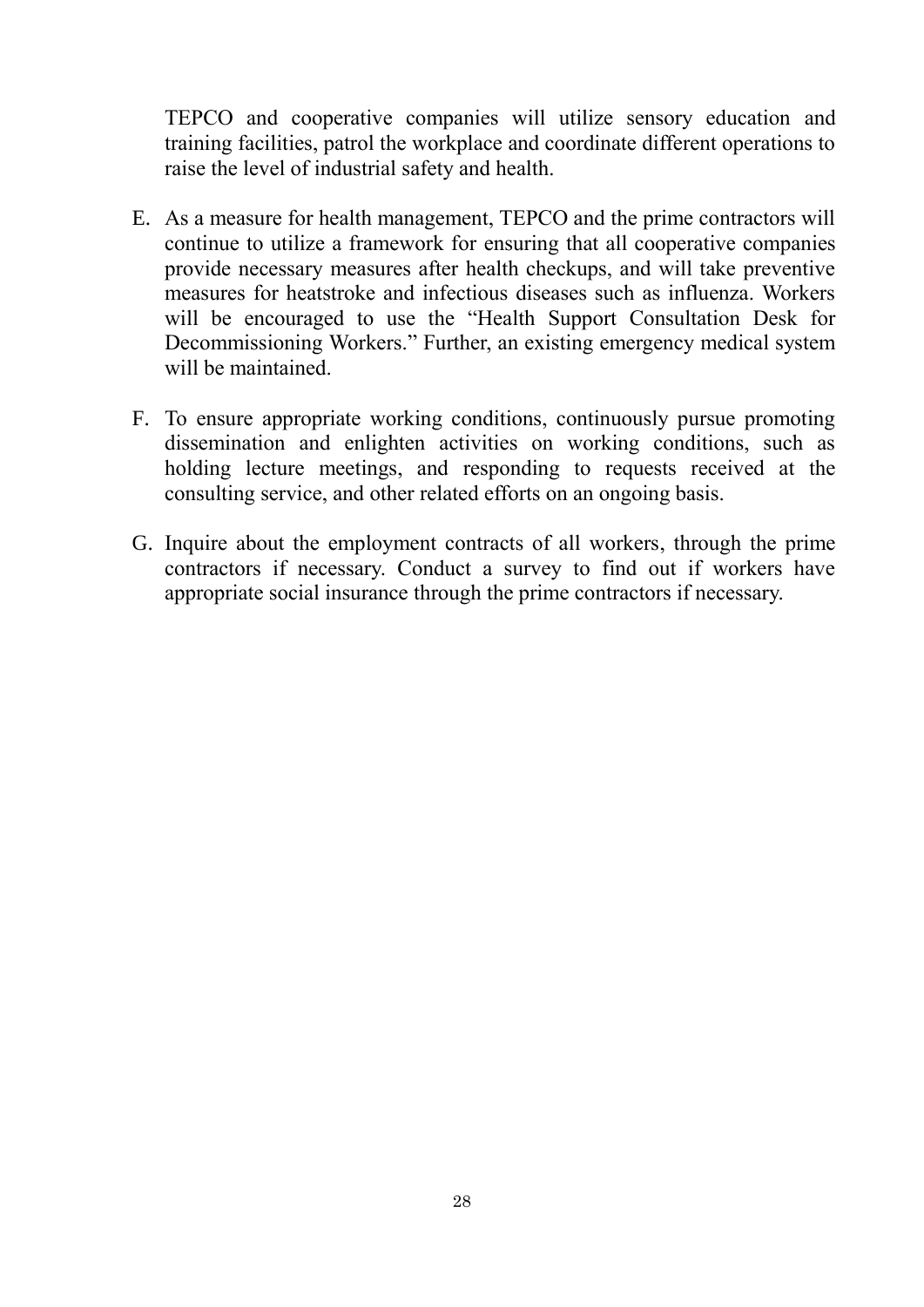TEPCO and cooperative companies will utilize sensory education and training facilities, patrol the workplace and coordinate different operations to raise the level of industrial safety and health.

E. As a measure for health management, TEPCO and the prime contractors will continue to utilize a framework for ensuring that all cooperative companies provide necessary measures after health checkups, and will take preventive measures for heatstroke and infectious diseases such as influenza. Workers will be encouraged to use the "Health Support Consultation Desk for Decommissioning Workers." Further, an existing emergency medical system will be maintained.

F. To ensure appropriate working conditions, continuously pursue promoting dissemination and enlighten activities on working conditions, such as holding lecture meetings, and responding to requests received at the consulting service, and other related efforts on an ongoing basis.

G. Inquire about the employment contracts of all workers, through the prime contractors if necessary. Conduct a survey to find out if workers have appropriate social insurance through the prime contractors if necessary.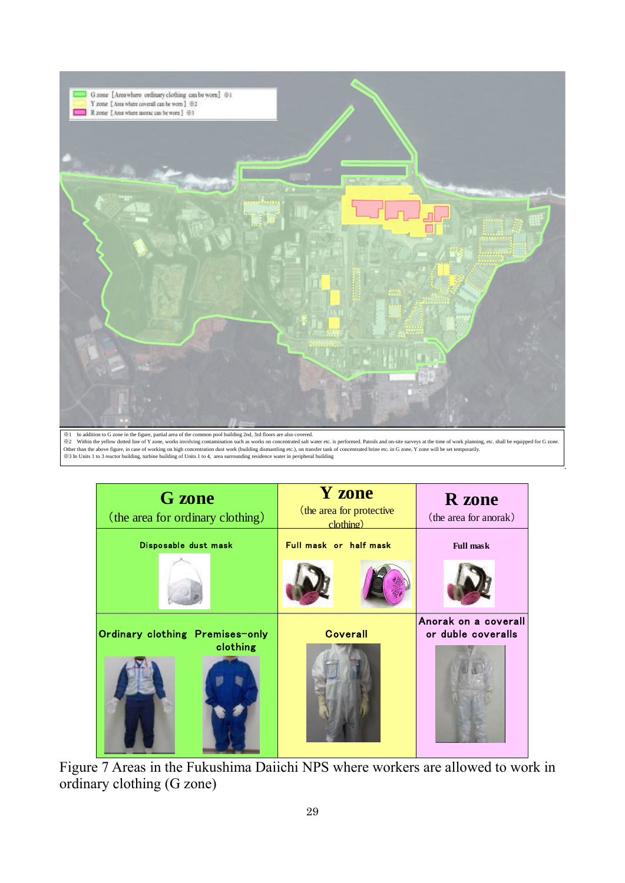G zone [Area where ordinary clothing can be worn] ※1
Y zone [Area where coverall can be worn] ※2
R zone [Area where anorac can be worn] ※3

※1 In addition to G zone in the figure, partial area of the common pool building 2nd, 3rd floors are also covered.
※2 Within the yellow dotted line of Y zone, works involving contamination such as works on concentrated salt water etc. is performed. Patrols and on-site surveys at the time of work planning, etc. shall be equipped for G zone. Other than the above figure, in case of working on high concentration dust work (building dismantling etc.), on transfer tank of concentrated brine etc. in G zone, Y zone will be set temporarily.
※3 In Units 1 to 3 reactor building, turbine building of Units 1 to 4, area surrounding residence water in peripheral building

| G zone (the area for ordinary clothing) | Y zone (the area for protective clothing) | R zone (the area for anorak) |
| --- | --- | --- |
| Disposable dust mask | Full mask or half mask | Full mask |
| Ordinary clothing / Premises-only clothing | Coverall | Anorak on a coverall or duble coveralls |

Figure 7 Areas in the Fukushima Daiichi NPS where workers are allowed to work in ordinary clothing (G zone)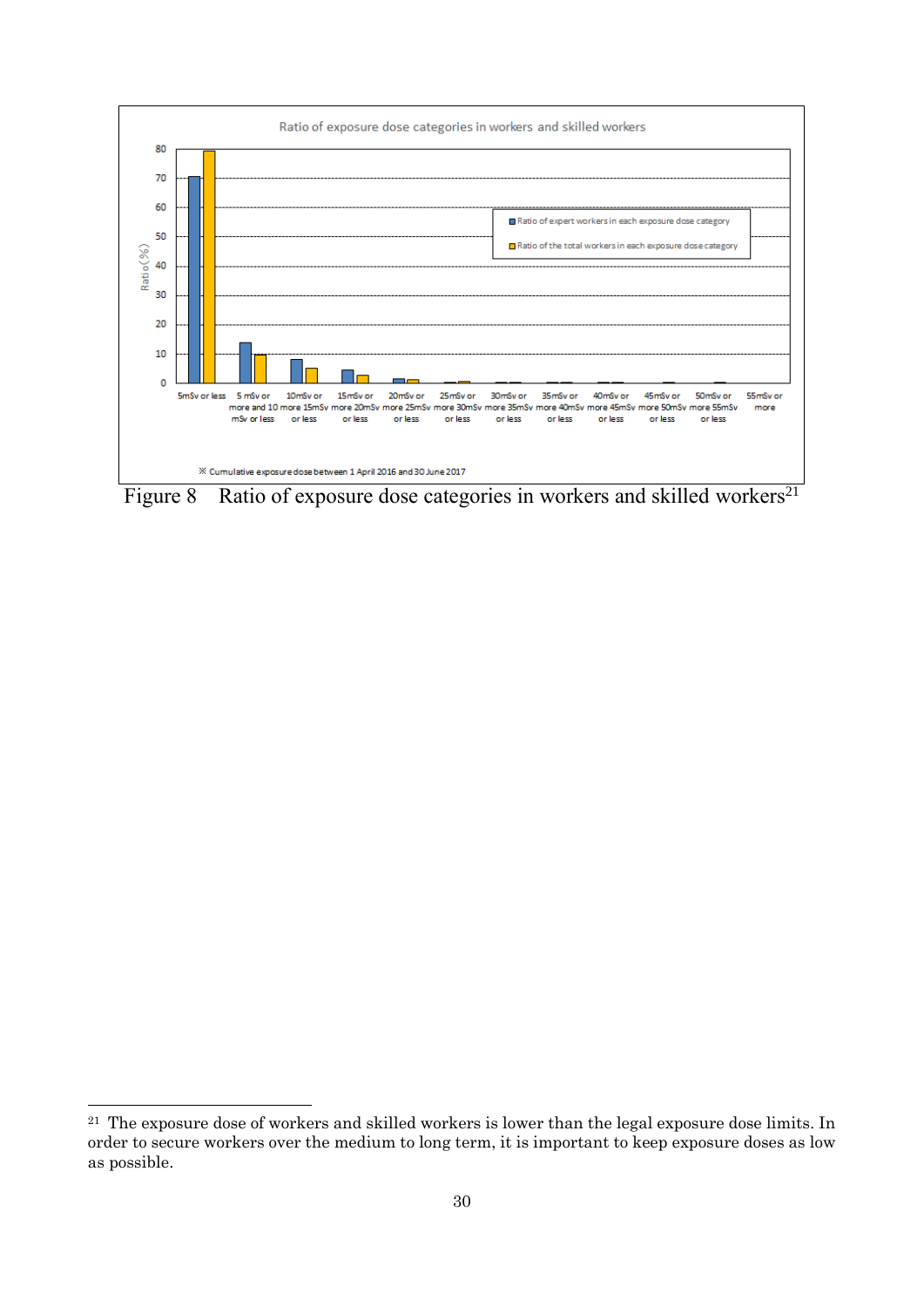Figure 8　Ratio of exposure dose categories in workers and skilled workers[21]

[21] The exposure dose of workers and skilled workers is lower than the legal exposure dose limits. In order to secure workers over the medium to long term, it is important to keep exposure doses as low as possible.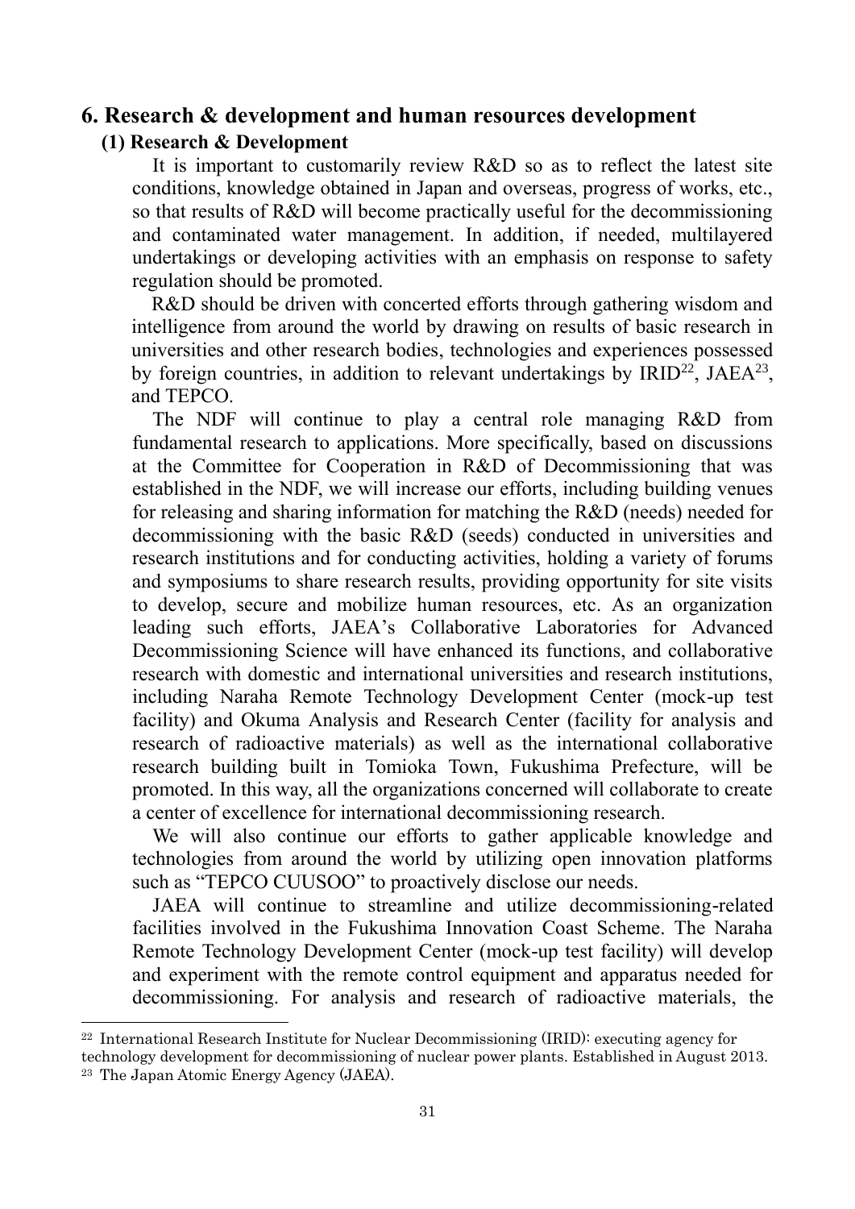## 6. Research & development and human resources development

### (1) Research & Development

It is important to customarily review R&D so as to reflect the latest site conditions, knowledge obtained in Japan and overseas, progress of works, etc., so that results of R&D will become practically useful for the decommissioning and contaminated water management. In addition, if needed, multilayered undertakings or developing activities with an emphasis on response to safety regulation should be promoted.

R&D should be driven with concerted efforts through gathering wisdom and intelligence from around the world by drawing on results of basic research in universities and other research bodies, technologies and experiences possessed by foreign countries, in addition to relevant undertakings by IRID[22], JAEA[23], and TEPCO.

The NDF will continue to play a central role managing R&D from fundamental research to applications. More specifically, based on discussions at the Committee for Cooperation in R&D of Decommissioning that was established in the NDF, we will increase our efforts, including building venues for releasing and sharing information for matching the R&D (needs) needed for decommissioning with the basic R&D (seeds) conducted in universities and research institutions and for conducting activities, holding a variety of forums and symposiums to share research results, providing opportunity for site visits to develop, secure and mobilize human resources, etc. As an organization leading such efforts, JAEA's Collaborative Laboratories for Advanced Decommissioning Science will have enhanced its functions, and collaborative research with domestic and international universities and research institutions, including Naraha Remote Technology Development Center (mock-up test facility) and Okuma Analysis and Research Center (facility for analysis and research of radioactive materials) as well as the international collaborative research building built in Tomioka Town, Fukushima Prefecture, will be promoted. In this way, all the organizations concerned will collaborate to create a center of excellence for international decommissioning research.

We will also continue our efforts to gather applicable knowledge and technologies from around the world by utilizing open innovation platforms such as "TEPCO CUUSOO" to proactively disclose our needs.

JAEA will continue to streamline and utilize decommissioning-related facilities involved in the Fukushima Innovation Coast Scheme. The Naraha Remote Technology Development Center (mock-up test facility) will develop and experiment with the remote control equipment and apparatus needed for decommissioning. For analysis and research of radioactive materials, the

---

[22] International Research Institute for Nuclear Decommissioning (IRID): executing agency for technology development for decommissioning of nuclear power plants. Established in August 2013.

[23] The Japan Atomic Energy Agency (JAEA).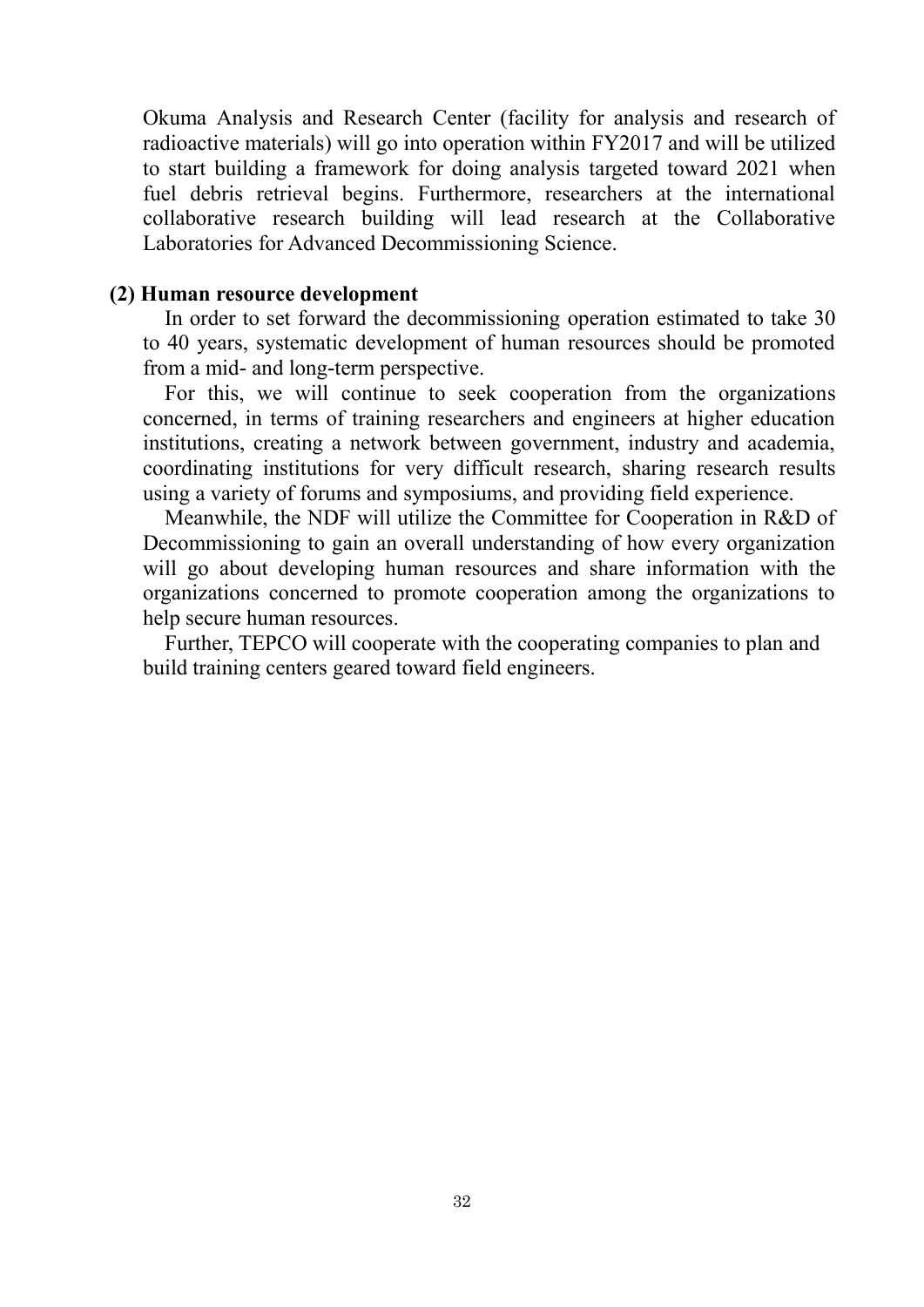Okuma Analysis and Research Center (facility for analysis and research of radioactive materials) will go into operation within FY2017 and will be utilized to start building a framework for doing analysis targeted toward 2021 when fuel debris retrieval begins. Furthermore, researchers at the international collaborative research building will lead research at the Collaborative Laboratories for Advanced Decommissioning Science.

**(2) Human resource development**

In order to set forward the decommissioning operation estimated to take 30 to 40 years, systematic development of human resources should be promoted from a mid- and long-term perspective.

For this, we will continue to seek cooperation from the organizations concerned, in terms of training researchers and engineers at higher education institutions, creating a network between government, industry and academia, coordinating institutions for very difficult research, sharing research results using a variety of forums and symposiums, and providing field experience.

Meanwhile, the NDF will utilize the Committee for Cooperation in R&D of Decommissioning to gain an overall understanding of how every organization will go about developing human resources and share information with the organizations concerned to promote cooperation among the organizations to help secure human resources.

Further, TEPCO will cooperate with the cooperating companies to plan and build training centers geared toward field engineers.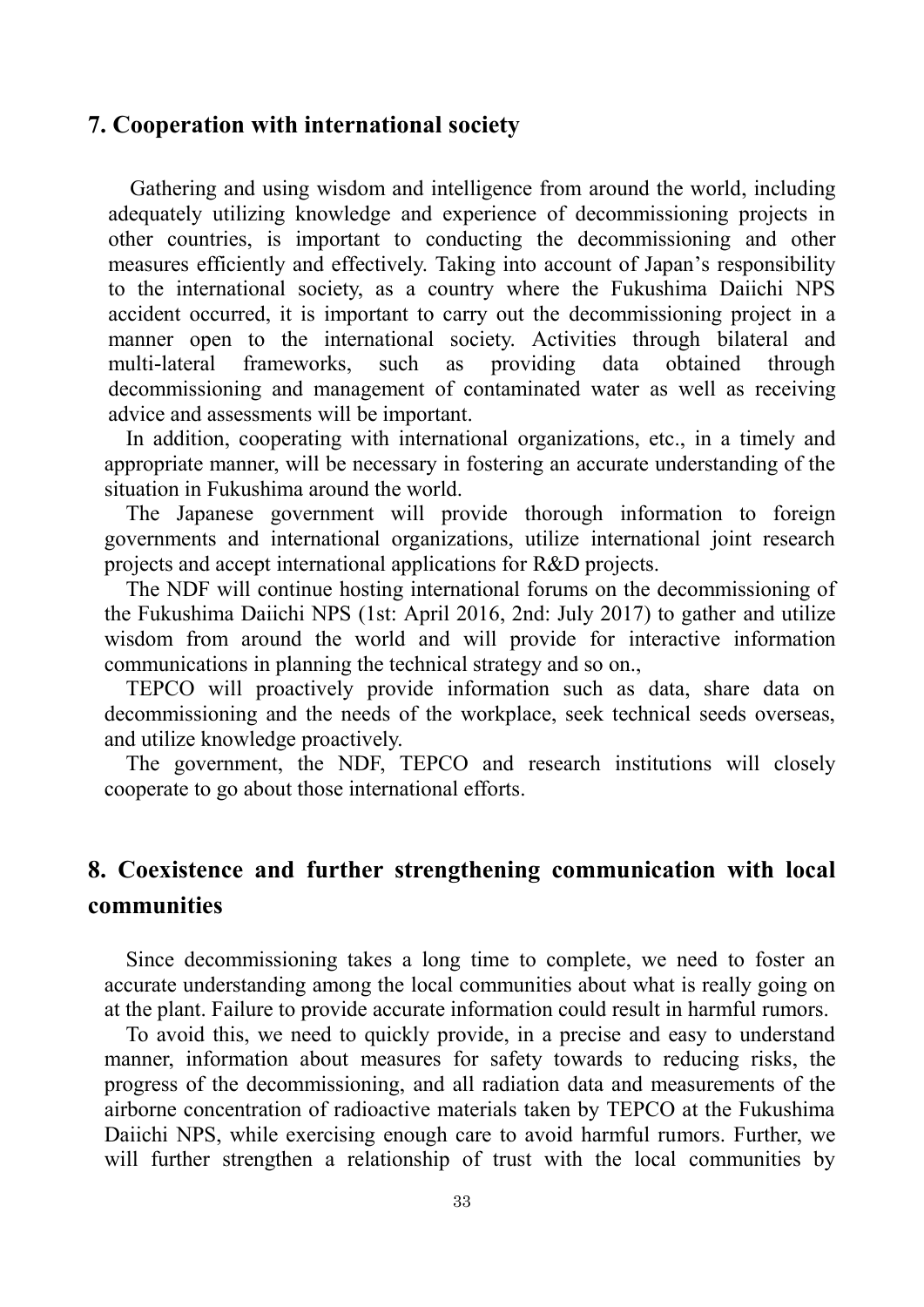## 7. Cooperation with international society

Gathering and using wisdom and intelligence from around the world, including adequately utilizing knowledge and experience of decommissioning projects in other countries, is important to conducting the decommissioning and other measures efficiently and effectively. Taking into account of Japan's responsibility to the international society, as a country where the Fukushima Daiichi NPS accident occurred, it is important to carry out the decommissioning project in a manner open to the international society. Activities through bilateral and multi-lateral frameworks, such as providing data obtained through decommissioning and management of contaminated water as well as receiving advice and assessments will be important.

In addition, cooperating with international organizations, etc., in a timely and appropriate manner, will be necessary in fostering an accurate understanding of the situation in Fukushima around the world.

The Japanese government will provide thorough information to foreign governments and international organizations, utilize international joint research projects and accept international applications for R&D projects.

The NDF will continue hosting international forums on the decommissioning of the Fukushima Daiichi NPS (1st: April 2016, 2nd: July 2017) to gather and utilize wisdom from around the world and will provide for interactive information communications in planning the technical strategy and so on.,

TEPCO will proactively provide information such as data, share data on decommissioning and the needs of the workplace, seek technical seeds overseas, and utilize knowledge proactively.

The government, the NDF, TEPCO and research institutions will closely cooperate to go about those international efforts.

## 8. Coexistence and further strengthening communication with local communities

Since decommissioning takes a long time to complete, we need to foster an accurate understanding among the local communities about what is really going on at the plant. Failure to provide accurate information could result in harmful rumors.

To avoid this, we need to quickly provide, in a precise and easy to understand manner, information about measures for safety towards to reducing risks, the progress of the decommissioning, and all radiation data and measurements of the airborne concentration of radioactive materials taken by TEPCO at the Fukushima Daiichi NPS, while exercising enough care to avoid harmful rumors. Further, we will further strengthen a relationship of trust with the local communities by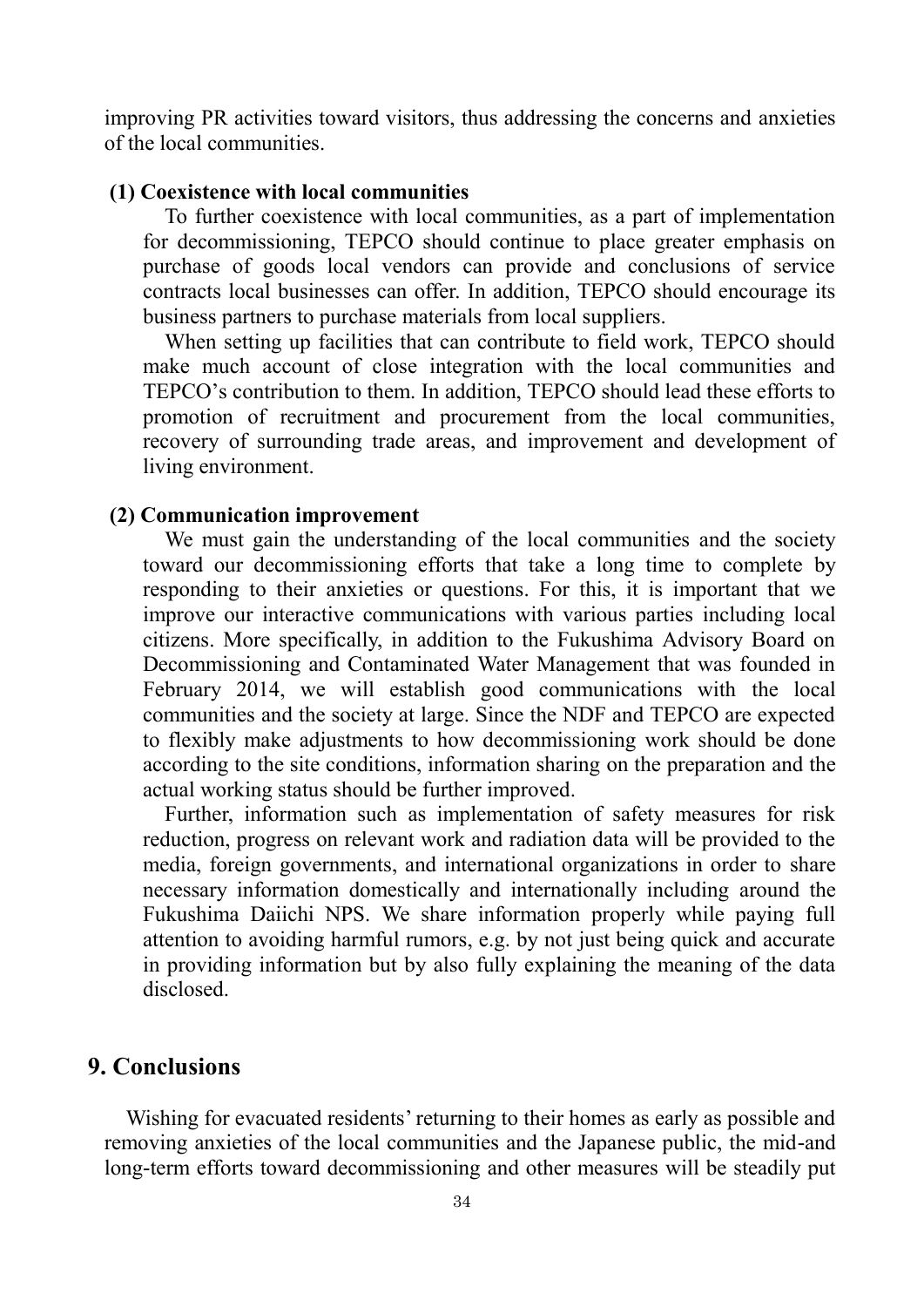improving PR activities toward visitors, thus addressing the concerns and anxieties of the local communities.

### (1) Coexistence with local communities

To further coexistence with local communities, as a part of implementation for decommissioning, TEPCO should continue to place greater emphasis on purchase of goods local vendors can provide and conclusions of service contracts local businesses can offer. In addition, TEPCO should encourage its business partners to purchase materials from local suppliers.

When setting up facilities that can contribute to field work, TEPCO should make much account of close integration with the local communities and TEPCO's contribution to them. In addition, TEPCO should lead these efforts to promotion of recruitment and procurement from the local communities, recovery of surrounding trade areas, and improvement and development of living environment.

### (2) Communication improvement

We must gain the understanding of the local communities and the society toward our decommissioning efforts that take a long time to complete by responding to their anxieties or questions. For this, it is important that we improve our interactive communications with various parties including local citizens. More specifically, in addition to the Fukushima Advisory Board on Decommissioning and Contaminated Water Management that was founded in February 2014, we will establish good communications with the local communities and the society at large. Since the NDF and TEPCO are expected to flexibly make adjustments to how decommissioning work should be done according to the site conditions, information sharing on the preparation and the actual working status should be further improved.

Further, information such as implementation of safety measures for risk reduction, progress on relevant work and radiation data will be provided to the media, foreign governments, and international organizations in order to share necessary information domestically and internationally including around the Fukushima Daiichi NPS. We share information properly while paying full attention to avoiding harmful rumors, e.g. by not just being quick and accurate in providing information but by also fully explaining the meaning of the data disclosed.

## 9. Conclusions

Wishing for evacuated residents' returning to their homes as early as possible and removing anxieties of the local communities and the Japanese public, the mid-and long-term efforts toward decommissioning and other measures will be steadily put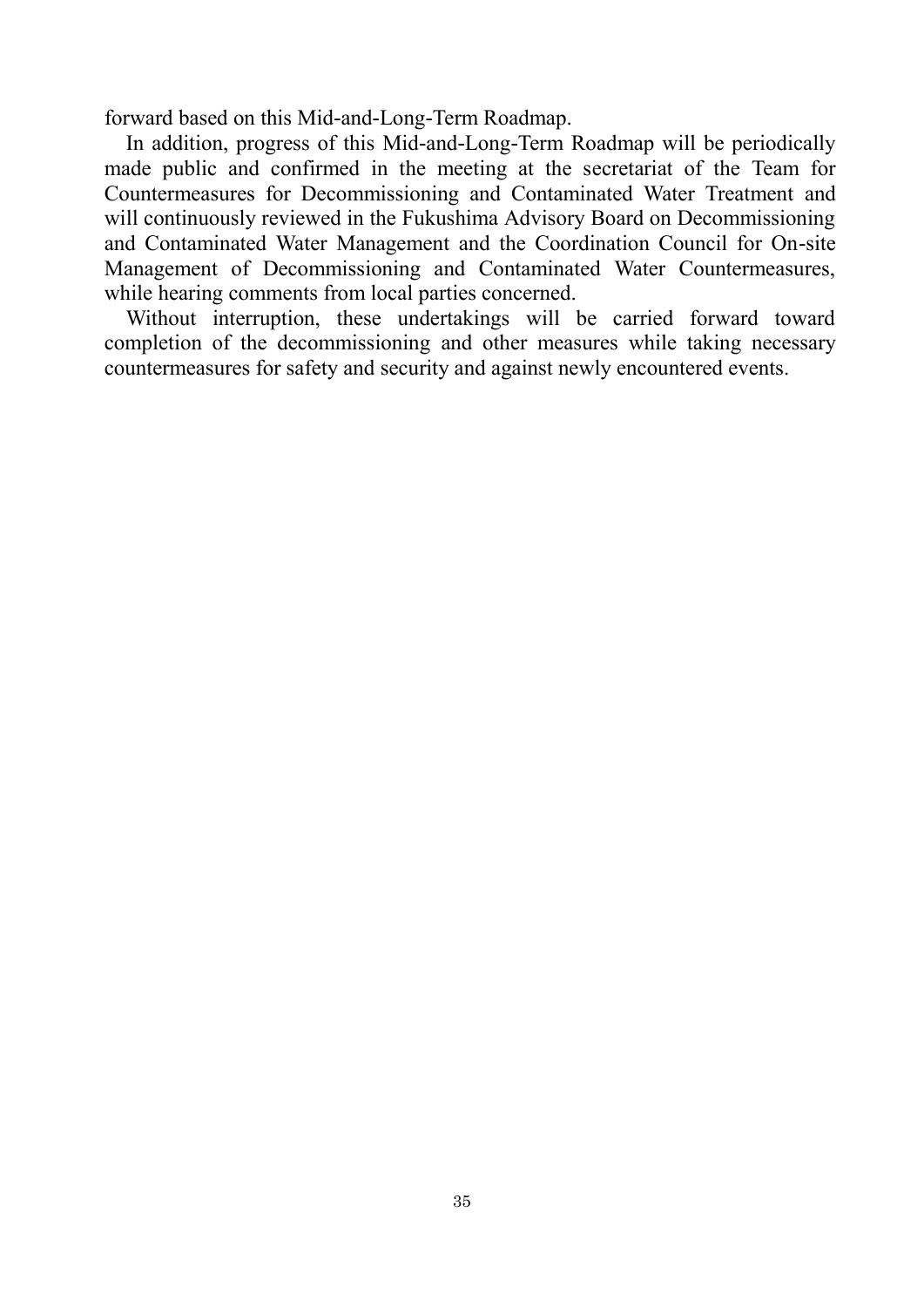forward based on this Mid-and-Long-Term Roadmap.

In addition, progress of this Mid-and-Long-Term Roadmap will be periodically made public and confirmed in the meeting at the secretariat of the Team for Countermeasures for Decommissioning and Contaminated Water Treatment and will continuously reviewed in the Fukushima Advisory Board on Decommissioning and Contaminated Water Management and the Coordination Council for On-site Management of Decommissioning and Contaminated Water Countermeasures, while hearing comments from local parties concerned.

Without interruption, these undertakings will be carried forward toward completion of the decommissioning and other measures while taking necessary countermeasures for safety and security and against newly encountered events.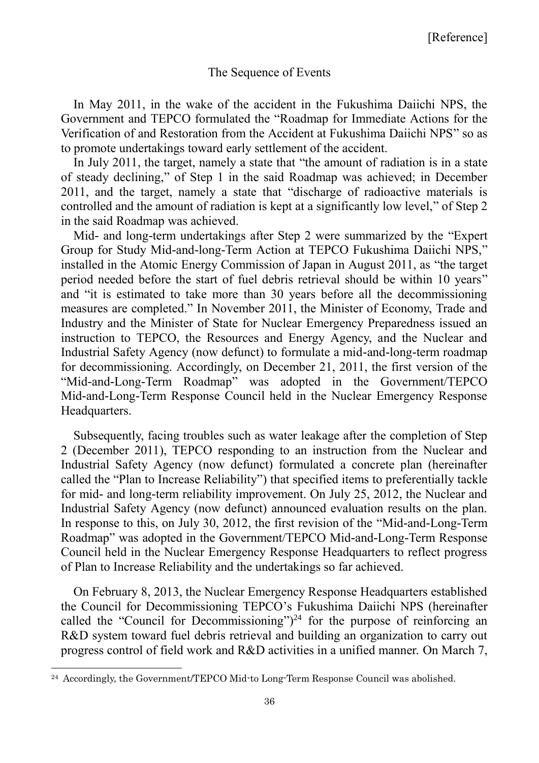[Reference]

## The Sequence of Events

In May 2011, in the wake of the accident in the Fukushima Daiichi NPS, the Government and TEPCO formulated the "Roadmap for Immediate Actions for the Verification of and Restoration from the Accident at Fukushima Daiichi NPS" so as to promote undertakings toward early settlement of the accident.

In July 2011, the target, namely a state that "the amount of radiation is in a state of steady declining," of Step 1 in the said Roadmap was achieved; in December 2011, and the target, namely a state that "discharge of radioactive materials is controlled and the amount of radiation is kept at a significantly low level," of Step 2 in the said Roadmap was achieved.

Mid- and long-term undertakings after Step 2 were summarized by the "Expert Group for Study Mid-and-long-Term Action at TEPCO Fukushima Daiichi NPS," installed in the Atomic Energy Commission of Japan in August 2011, as "the target period needed before the start of fuel debris retrieval should be within 10 years" and "it is estimated to take more than 30 years before all the decommissioning measures are completed." In November 2011, the Minister of Economy, Trade and Industry and the Minister of State for Nuclear Emergency Preparedness issued an instruction to TEPCO, the Resources and Energy Agency, and the Nuclear and Industrial Safety Agency (now defunct) to formulate a mid-and-long-term roadmap for decommissioning. Accordingly, on December 21, 2011, the first version of the "Mid-and-Long-Term Roadmap" was adopted in the Government/TEPCO Mid-and-Long-Term Response Council held in the Nuclear Emergency Response Headquarters.

Subsequently, facing troubles such as water leakage after the completion of Step 2 (December 2011), TEPCO responding to an instruction from the Nuclear and Industrial Safety Agency (now defunct) formulated a concrete plan (hereinafter called the "Plan to Increase Reliability") that specified items to preferentially tackle for mid- and long-term reliability improvement. On July 25, 2012, the Nuclear and Industrial Safety Agency (now defunct) announced evaluation results on the plan. In response to this, on July 30, 2012, the first revision of the "Mid-and-Long-Term Roadmap" was adopted in the Government/TEPCO Mid-and-Long-Term Response Council held in the Nuclear Emergency Response Headquarters to reflect progress of Plan to Increase Reliability and the undertakings so far achieved.

On February 8, 2013, the Nuclear Emergency Response Headquarters established the Council for Decommissioning TEPCO's Fukushima Daiichi NPS (hereinafter called the "Council for Decommissioning")[24] for the purpose of reinforcing an R&D system toward fuel debris retrieval and building an organization to carry out progress control of field work and R&D activities in a unified manner. On March 7,

[24] Accordingly, the Government/TEPCO Mid-to Long-Term Response Council was abolished.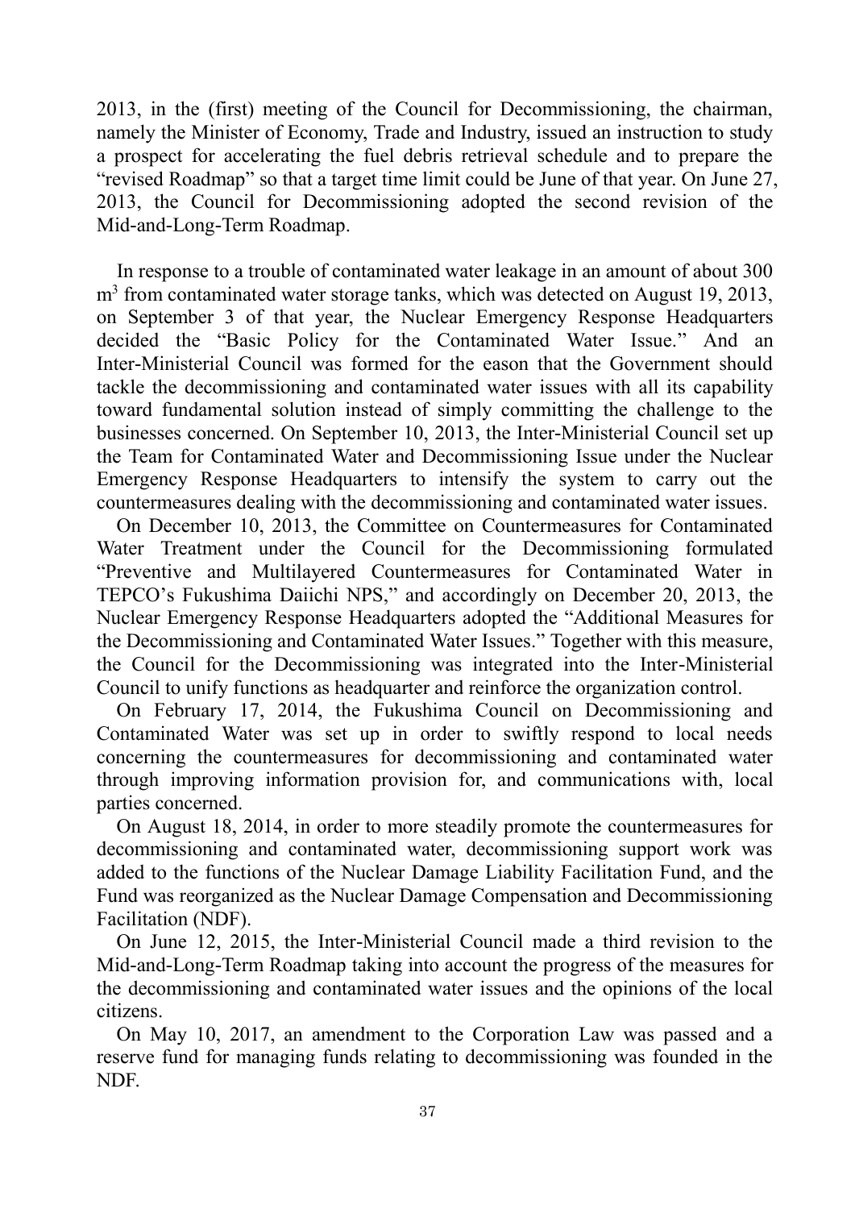2013, in the (first) meeting of the Council for Decommissioning, the chairman, namely the Minister of Economy, Trade and Industry, issued an instruction to study a prospect for accelerating the fuel debris retrieval schedule and to prepare the "revised Roadmap" so that a target time limit could be June of that year. On June 27, 2013, the Council for Decommissioning adopted the second revision of the Mid-and-Long-Term Roadmap.

In response to a trouble of contaminated water leakage in an amount of about 300 $m^3$ from contaminated water storage tanks, which was detected on August 19, 2013, on September 3 of that year, the Nuclear Emergency Response Headquarters decided the "Basic Policy for the Contaminated Water Issue." And an Inter-Ministerial Council was formed for the eason that the Government should tackle the decommissioning and contaminated water issues with all its capability toward fundamental solution instead of simply committing the challenge to the businesses concerned. On September 10, 2013, the Inter-Ministerial Council set up the Team for Contaminated Water and Decommissioning Issue under the Nuclear Emergency Response Headquarters to intensify the system to carry out the countermeasures dealing with the decommissioning and contaminated water issues.

On December 10, 2013, the Committee on Countermeasures for Contaminated Water Treatment under the Council for the Decommissioning formulated "Preventive and Multilayered Countermeasures for Contaminated Water in TEPCO's Fukushima Daiichi NPS," and accordingly on December 20, 2013, the Nuclear Emergency Response Headquarters adopted the "Additional Measures for the Decommissioning and Contaminated Water Issues." Together with this measure, the Council for the Decommissioning was integrated into the Inter-Ministerial Council to unify functions as headquarter and reinforce the organization control.

On February 17, 2014, the Fukushima Council on Decommissioning and Contaminated Water was set up in order to swiftly respond to local needs concerning the countermeasures for decommissioning and contaminated water through improving information provision for, and communications with, local parties concerned.

On August 18, 2014, in order to more steadily promote the countermeasures for decommissioning and contaminated water, decommissioning support work was added to the functions of the Nuclear Damage Liability Facilitation Fund, and the Fund was reorganized as the Nuclear Damage Compensation and Decommissioning Facilitation (NDF).

On June 12, 2015, the Inter-Ministerial Council made a third revision to the Mid-and-Long-Term Roadmap taking into account the progress of the measures for the decommissioning and contaminated water issues and the opinions of the local citizens.

On May 10, 2017, an amendment to the Corporation Law was passed and a reserve fund for managing funds relating to decommissioning was founded in the NDF.